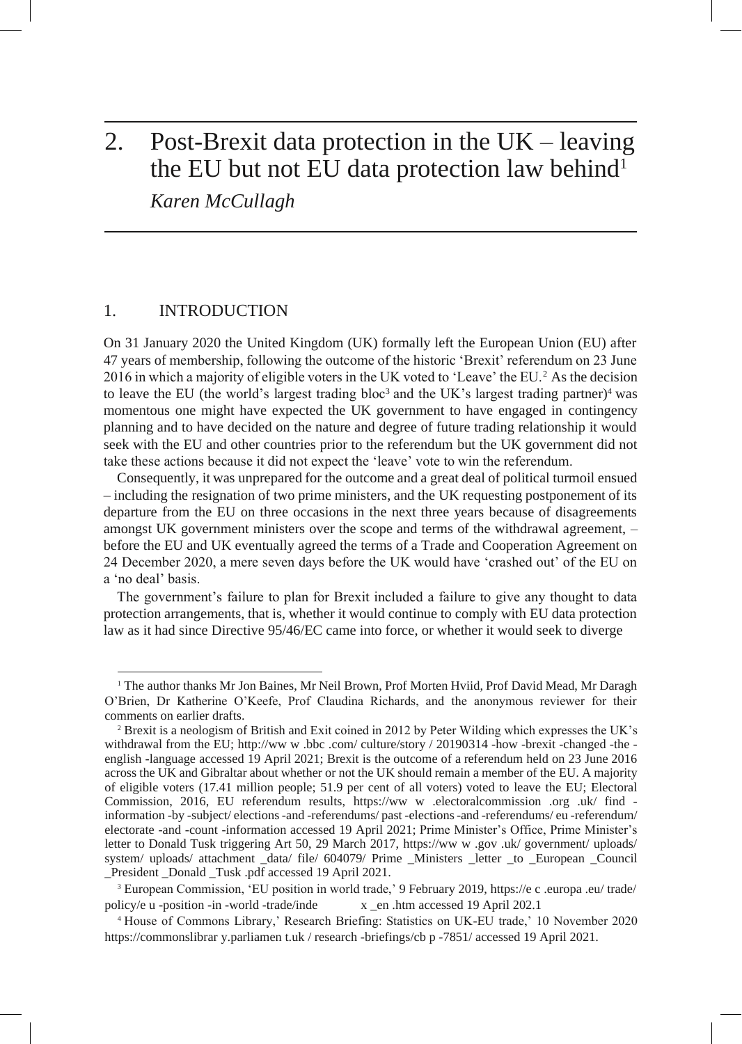# 2. Post-Brexit data protection in the UK – leaving the EU but not EU data protection law behind[1]

*Karen McCullagh*

## 1. INTRODUCTION

On 31 January 2020 the United Kingdom (UK) formally left the European Union (EU) after 47 years of membership, following the outcome of the historic 'Brexit' referendum on 23 June 2016 in which a majority of eligible voters in the UK voted to 'Leave' the EU.[2] As the decision to leave the EU (the world's largest trading bloc[3] and the UK's largest trading partner)[4] was momentous one might have expected the UK government to have engaged in contingency planning and to have decided on the nature and degree of future trading relationship it would seek with the EU and other countries prior to the referendum but the UK government did not take these actions because it did not expect the 'leave' vote to win the referendum.

Consequently, it was unprepared for the outcome and a great deal of political turmoil ensued – including the resignation of two prime ministers, and the UK requesting postponement of its departure from the EU on three occasions in the next three years because of disagreements amongst UK government ministers over the scope and terms of the withdrawal agreement, – before the EU and UK eventually agreed the terms of a Trade and Cooperation Agreement on 24 December 2020, a mere seven days before the UK would have 'crashed out' of the EU on a 'no deal' basis.

The government's failure to plan for Brexit included a failure to give any thought to data protection arrangements, that is, whether it would continue to comply with EU data protection law as it had since Directive 95/46/EC came into force, or whether it would seek to diverge

---

[1] The author thanks Mr Jon Baines, Mr Neil Brown, Prof Morten Hviid, Prof David Mead, Mr Daragh O'Brien, Dr Katherine O'Keefe, Prof Claudina Richards, and the anonymous reviewer for their comments on earlier drafts.

[2] Brexit is a neologism of British and Exit coined in 2012 by Peter Wilding which expresses the UK's withdrawal from the EU; http://ww w .bbc .com/ culture/story / 20190314 -how -brexit -changed -the -english -language accessed 19 April 2021; Brexit is the outcome of a referendum held on 23 June 2016 across the UK and Gibraltar about whether or not the UK should remain a member of the EU. A majority of eligible voters (17.41 million people; 51.9 per cent of all voters) voted to leave the EU; Electoral Commission, 2016, EU referendum results, https://ww w .electoralcommission .org .uk/ find -information -by -subject/ elections -and -referendums/ past -elections -and -referendums/ eu -referendum/ electorate -and -count -information accessed 19 April 2021; Prime Minister's Office, Prime Minister's letter to Donald Tusk triggering Art 50, 29 March 2017, https://ww w .gov .uk/ government/ uploads/ system/ uploads/ attachment _data/ file/ 604079/ Prime _Ministers _letter _to _European _Council _President _Donald _Tusk .pdf accessed 19 April 2021.

[3] European Commission, 'EU position in world trade,' 9 February 2019, https://e c .europa .eu/ trade/ policy/e u -position -in -world -trade/inde x _en .htm accessed 19 April 202.1

[4] House of Commons Library,' Research Briefing: Statistics on UK-EU trade,' 10 November 2020 https://commonslibrar y.parliamen t.uk / research -briefings/cb p -7851/ accessed 19 April 2021.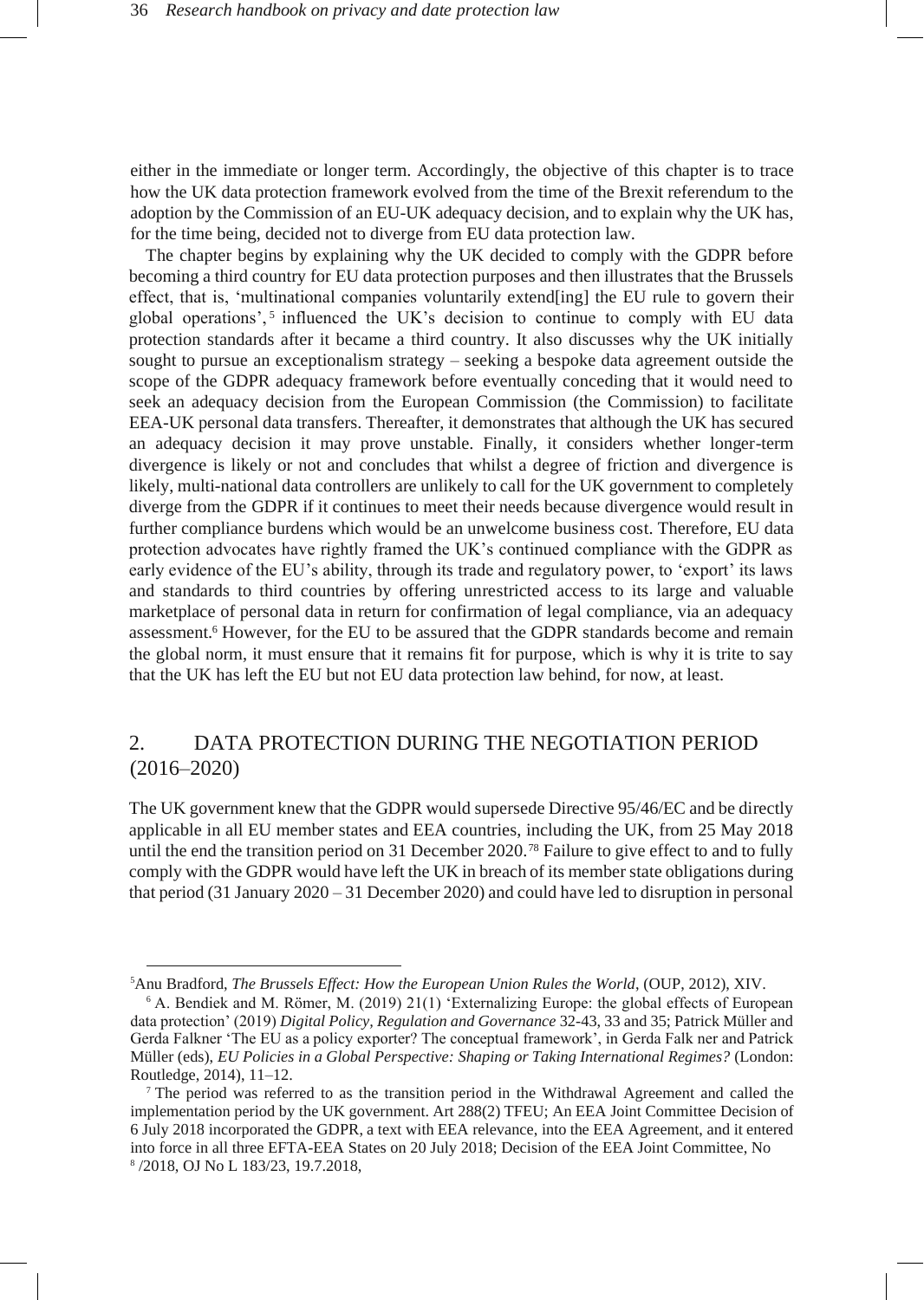either in the immediate or longer term. Accordingly, the objective of this chapter is to trace how the UK data protection framework evolved from the time of the Brexit referendum to the adoption by the Commission of an EU-UK adequacy decision, and to explain why the UK has, for the time being, decided not to diverge from EU data protection law.

The chapter begins by explaining why the UK decided to comply with the GDPR before becoming a third country for EU data protection purposes and then illustrates that the Brussels effect, that is, 'multinational companies voluntarily extend[ing] the EU rule to govern their global operations',[5] influenced the UK's decision to continue to comply with EU data protection standards after it became a third country. It also discusses why the UK initially sought to pursue an exceptionalism strategy – seeking a bespoke data agreement outside the scope of the GDPR adequacy framework before eventually conceding that it would need to seek an adequacy decision from the European Commission (the Commission) to facilitate EEA-UK personal data transfers. Thereafter, it demonstrates that although the UK has secured an adequacy decision it may prove unstable. Finally, it considers whether longer-term divergence is likely or not and concludes that whilst a degree of friction and divergence is likely, multi-national data controllers are unlikely to call for the UK government to completely diverge from the GDPR if it continues to meet their needs because divergence would result in further compliance burdens which would be an unwelcome business cost. Therefore, EU data protection advocates have rightly framed the UK's continued compliance with the GDPR as early evidence of the EU's ability, through its trade and regulatory power, to 'export' its laws and standards to third countries by offering unrestricted access to its large and valuable marketplace of personal data in return for confirmation of legal compliance, via an adequacy assessment.[6] However, for the EU to be assured that the GDPR standards become and remain the global norm, it must ensure that it remains fit for purpose, which is why it is trite to say that the UK has left the EU but not EU data protection law behind, for now, at least.

## 2. DATA PROTECTION DURING THE NEGOTIATION PERIOD (2016–2020)

The UK government knew that the GDPR would supersede Directive 95/46/EC and be directly applicable in all EU member states and EEA countries, including the UK, from 25 May 2018 until the end the transition period on 31 December 2020.[7][8] Failure to give effect to and to fully comply with the GDPR would have left the UK in breach of its member state obligations during that period (31 January 2020 – 31 December 2020) and could have led to disruption in personal

---

[5] Anu Bradford, *The Brussels Effect: How the European Union Rules the World*, (OUP, 2012), XIV.

[6] A. Bendiek and M. Römer, M. (2019) 21(1) 'Externalizing Europe: the global effects of European data protection' (2019) *Digital Policy, Regulation and Governance* 32-43, 33 and 35; Patrick Müller and Gerda Falkner 'The EU as a policy exporter? The conceptual framework', in Gerda Falk ner and Patrick Müller (eds), *EU Policies in a Global Perspective: Shaping or Taking International Regimes?* (London: Routledge, 2014), 11–12.

[7] The period was referred to as the transition period in the Withdrawal Agreement and called the implementation period by the UK government. Art 288(2) TFEU; An EEA Joint Committee Decision of 6 July 2018 incorporated the GDPR, a text with EEA relevance, into the EEA Agreement, and it entered into force in all three EFTA-EEA States on 20 July 2018; Decision of the EEA Joint Committee, No

[8] /2018, OJ No L 183/23, 19.7.2018,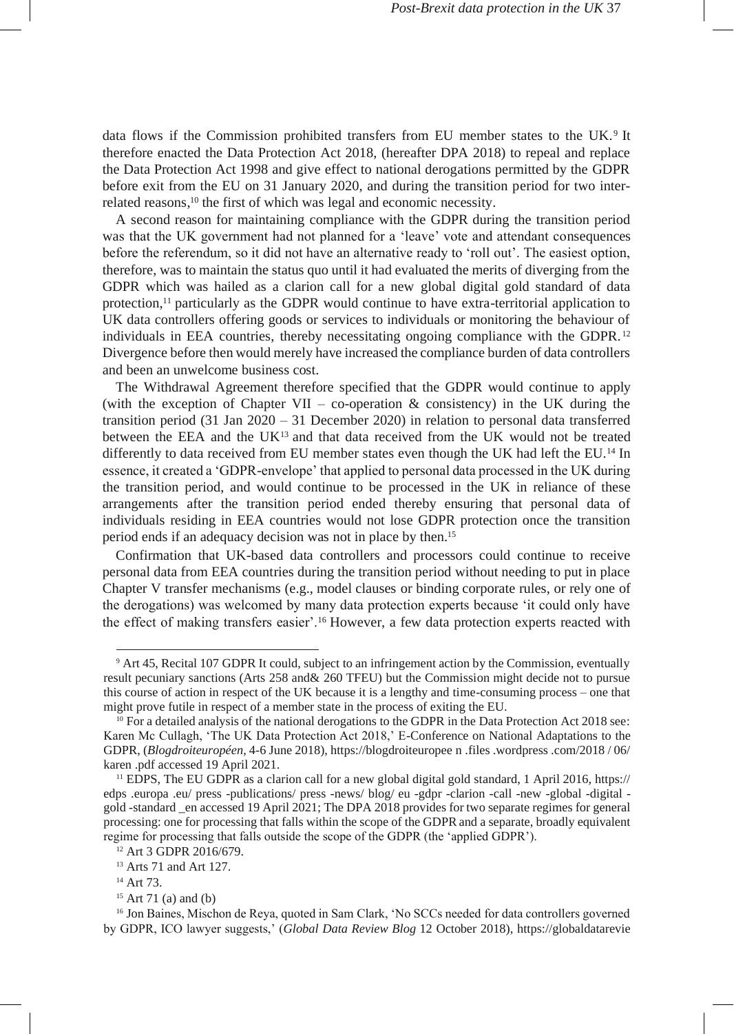data flows if the Commission prohibited transfers from EU member states to the UK.[9] It therefore enacted the Data Protection Act 2018, (hereafter DPA 2018) to repeal and replace the Data Protection Act 1998 and give effect to national derogations permitted by the GDPR before exit from the EU on 31 January 2020, and during the transition period for two inter-related reasons,[10] the first of which was legal and economic necessity.

A second reason for maintaining compliance with the GDPR during the transition period was that the UK government had not planned for a 'leave' vote and attendant consequences before the referendum, so it did not have an alternative ready to 'roll out'. The easiest option, therefore, was to maintain the status quo until it had evaluated the merits of diverging from the GDPR which was hailed as a clarion call for a new global digital gold standard of data protection,[11] particularly as the GDPR would continue to have extra-territorial application to UK data controllers offering goods or services to individuals or monitoring the behaviour of individuals in EEA countries, thereby necessitating ongoing compliance with the GDPR.[12] Divergence before then would merely have increased the compliance burden of data controllers and been an unwelcome business cost.

The Withdrawal Agreement therefore specified that the GDPR would continue to apply (with the exception of Chapter VII – co-operation & consistency) in the UK during the transition period (31 Jan 2020 – 31 December 2020) in relation to personal data transferred between the EEA and the UK[13] and that data received from the UK would not be treated differently to data received from EU member states even though the UK had left the EU.[14] In essence, it created a 'GDPR-envelope' that applied to personal data processed in the UK during the transition period, and would continue to be processed in the UK in reliance of these arrangements after the transition period ended thereby ensuring that personal data of individuals residing in EEA countries would not lose GDPR protection once the transition period ends if an adequacy decision was not in place by then.[15]

Confirmation that UK-based data controllers and processors could continue to receive personal data from EEA countries during the transition period without needing to put in place Chapter V transfer mechanisms (e.g., model clauses or binding corporate rules, or rely one of the derogations) was welcomed by many data protection experts because 'it could only have the effect of making transfers easier'.[16] However, a few data protection experts reacted with

---

[9] Art 45, Recital 107 GDPR It could, subject to an infringement action by the Commission, eventually result pecuniary sanctions (Arts 258 and& 260 TFEU) but the Commission might decide not to pursue this course of action in respect of the UK because it is a lengthy and time-consuming process – one that might prove futile in respect of a member state in the process of exiting the EU.

[10] For a detailed analysis of the national derogations to the GDPR in the Data Protection Act 2018 see: Karen Mc Cullagh, 'The UK Data Protection Act 2018,' E-Conference on National Adaptations to the GDPR, (*Blogdroiteuropéen*, 4-6 June 2018), https://blogdroiteuropee n .files .wordpress .com/2018 / 06/ karen .pdf accessed 19 April 2021.

[11] EDPS, The EU GDPR as a clarion call for a new global digital gold standard, 1 April 2016, https:// edps .europa .eu/ press -publications/ press -news/ blog/ eu -gdpr -clarion -call -new -global -digital - gold -standard _en accessed 19 April 2021; The DPA 2018 provides for two separate regimes for general processing: one for processing that falls within the scope of the GDPR and a separate, broadly equivalent regime for processing that falls outside the scope of the GDPR (the 'applied GDPR').

[12] Art 3 GDPR 2016/679.

[13] Arts 71 and Art 127.

[14] Art 73.

[15] Art 71 (a) and (b)

[16] Jon Baines, Mischon de Reya, quoted in Sam Clark, 'No SCCs needed for data controllers governed by GDPR, ICO lawyer suggests,' (*Global Data Review Blog* 12 October 2018), https://globaldatarevie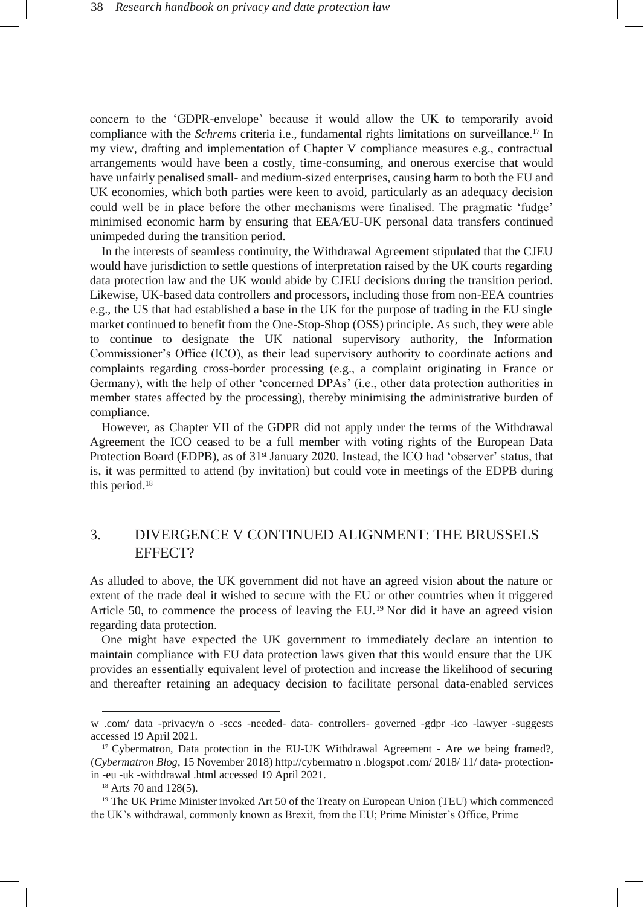concern to the 'GDPR-envelope' because it would allow the UK to temporarily avoid compliance with the *Schrems* criteria i.e., fundamental rights limitations on surveillance.[17] In my view, drafting and implementation of Chapter V compliance measures e.g., contractual arrangements would have been a costly, time-consuming, and onerous exercise that would have unfairly penalised small- and medium-sized enterprises, causing harm to both the EU and UK economies, which both parties were keen to avoid, particularly as an adequacy decision could well be in place before the other mechanisms were finalised. The pragmatic 'fudge' minimised economic harm by ensuring that EEA/EU-UK personal data transfers continued unimpeded during the transition period.

In the interests of seamless continuity, the Withdrawal Agreement stipulated that the CJEU would have jurisdiction to settle questions of interpretation raised by the UK courts regarding data protection law and the UK would abide by CJEU decisions during the transition period. Likewise, UK-based data controllers and processors, including those from non-EEA countries e.g., the US that had established a base in the UK for the purpose of trading in the EU single market continued to benefit from the One-Stop-Shop (OSS) principle. As such, they were able to continue to designate the UK national supervisory authority, the Information Commissioner's Office (ICO), as their lead supervisory authority to coordinate actions and complaints regarding cross-border processing (e.g., a complaint originating in France or Germany), with the help of other 'concerned DPAs' (i.e., other data protection authorities in member states affected by the processing), thereby minimising the administrative burden of compliance.

However, as Chapter VII of the GDPR did not apply under the terms of the Withdrawal Agreement the ICO ceased to be a full member with voting rights of the European Data Protection Board (EDPB), as of 31st January 2020. Instead, the ICO had 'observer' status, that is, it was permitted to attend (by invitation) but could vote in meetings of the EDPB during this period.[18]

## 3. DIVERGENCE V CONTINUED ALIGNMENT: THE BRUSSELS EFFECT?

As alluded to above, the UK government did not have an agreed vision about the nature or extent of the trade deal it wished to secure with the EU or other countries when it triggered Article 50, to commence the process of leaving the EU.[19] Nor did it have an agreed vision regarding data protection.

One might have expected the UK government to immediately declare an intention to maintain compliance with EU data protection laws given that this would ensure that the UK provides an essentially equivalent level of protection and increase the likelihood of securing and thereafter retaining an adequacy decision to facilitate personal data-enabled services

---

w .com/ data -privacy/n o -sccs -needed- data- controllers- governed -gdpr -ico -lawyer -suggests accessed 19 April 2021.

[17] Cybermatron, Data protection in the EU-UK Withdrawal Agreement - Are we being framed?, (*Cybermatron Blog*, 15 November 2018) http://cybermatro n .blogspot .com/ 2018/ 11/ data- protection-in -eu -uk -withdrawal .html accessed 19 April 2021.

[18] Arts 70 and 128(5).

[19] The UK Prime Minister invoked Art 50 of the Treaty on European Union (TEU) which commenced the UK's withdrawal, commonly known as Brexit, from the EU; Prime Minister's Office, Prime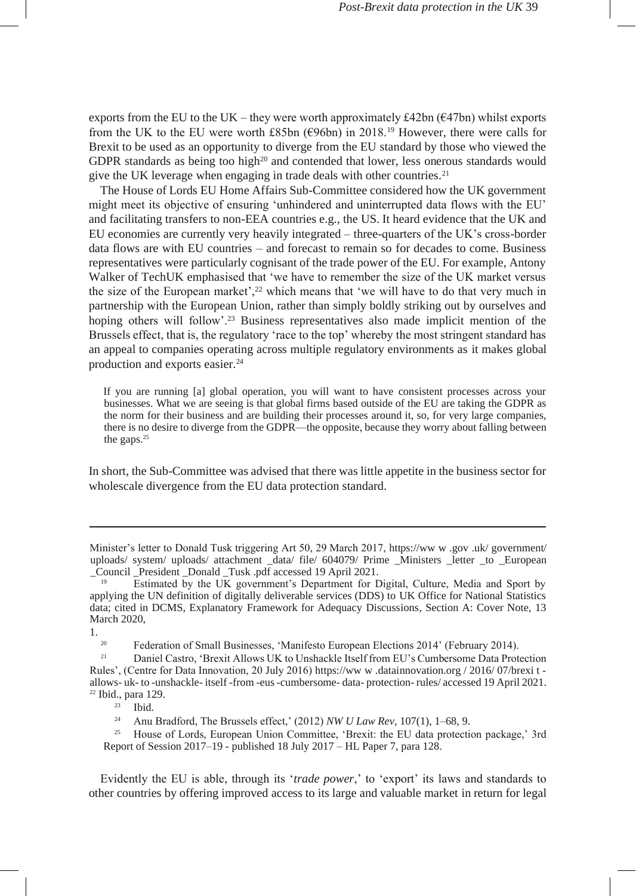exports from the EU to the UK – they were worth approximately £42bn (€47bn) whilst exports from the UK to the EU were worth £85bn (€96bn) in 2018.[19] However, there were calls for Brexit to be used as an opportunity to diverge from the EU standard by those who viewed the GDPR standards as being too high[20] and contended that lower, less onerous standards would give the UK leverage when engaging in trade deals with other countries.[21]

The House of Lords EU Home Affairs Sub-Committee considered how the UK government might meet its objective of ensuring 'unhindered and uninterrupted data flows with the EU' and facilitating transfers to non-EEA countries e.g., the US. It heard evidence that the UK and EU economies are currently very heavily integrated – three-quarters of the UK's cross-border data flows are with EU countries – and forecast to remain so for decades to come. Business representatives were particularly cognisant of the trade power of the EU. For example, Antony Walker of TechUK emphasised that 'we have to remember the size of the UK market versus the size of the European market',[22] which means that 'we will have to do that very much in partnership with the European Union, rather than simply boldly striking out by ourselves and hoping others will follow'.[23] Business representatives also made implicit mention of the Brussels effect, that is, the regulatory 'race to the top' whereby the most stringent standard has an appeal to companies operating across multiple regulatory environments as it makes global production and exports easier.[24]

> If you are running [a] global operation, you will want to have consistent processes across your businesses. What we are seeing is that global firms based outside of the EU are taking the GDPR as the norm for their business and are building their processes around it, so, for very large companies, there is no desire to diverge from the GDPR—the opposite, because they worry about falling between the gaps.[25]

In short, the Sub-Committee was advised that there was little appetite in the business sector for wholescale divergence from the EU data protection standard.

---

Minister's letter to Donald Tusk triggering Art 50, 29 March 2017, https://ww w .gov .uk/ government/ uploads/ system/ uploads/ attachment _data/ file/ 604079/ Prime _Ministers _letter _to _European _Council _President _Donald _Tusk .pdf accessed 19 April 2021.

[19] Estimated by the UK government's Department for Digital, Culture, Media and Sport by applying the UN definition of digitally deliverable services (DDS) to UK Office for National Statistics data; cited in DCMS, Explanatory Framework for Adequacy Discussions, Section A: Cover Note, 13 March 2020, 1.

[20] Federation of Small Businesses, 'Manifesto European Elections 2014' (February 2014).

[21] Daniel Castro, 'Brexit Allows UK to Unshackle Itself from EU's Cumbersome Data Protection Rules', (Centre for Data Innovation, 20 July 2016) https://ww w .datainnovation.org / 2016/ 07/brexi t - allows- uk- to -unshackle- itself -from -eus -cumbersome- data- protection- rules/ accessed 19 April 2021.

[22] Ibid., para 129.

[23] Ibid.

[24] Anu Bradford, The Brussels effect,' (2012) *NW U Law Rev*, 107(1), 1–68, 9.

[25] House of Lords, European Union Committee, 'Brexit: the EU data protection package,' 3rd Report of Session 2017–19 - published 18 July 2017 – HL Paper 7, para 128.

Evidently the EU is able, through its '*trade power*,' to 'export' its laws and standards to other countries by offering improved access to its large and valuable market in return for legal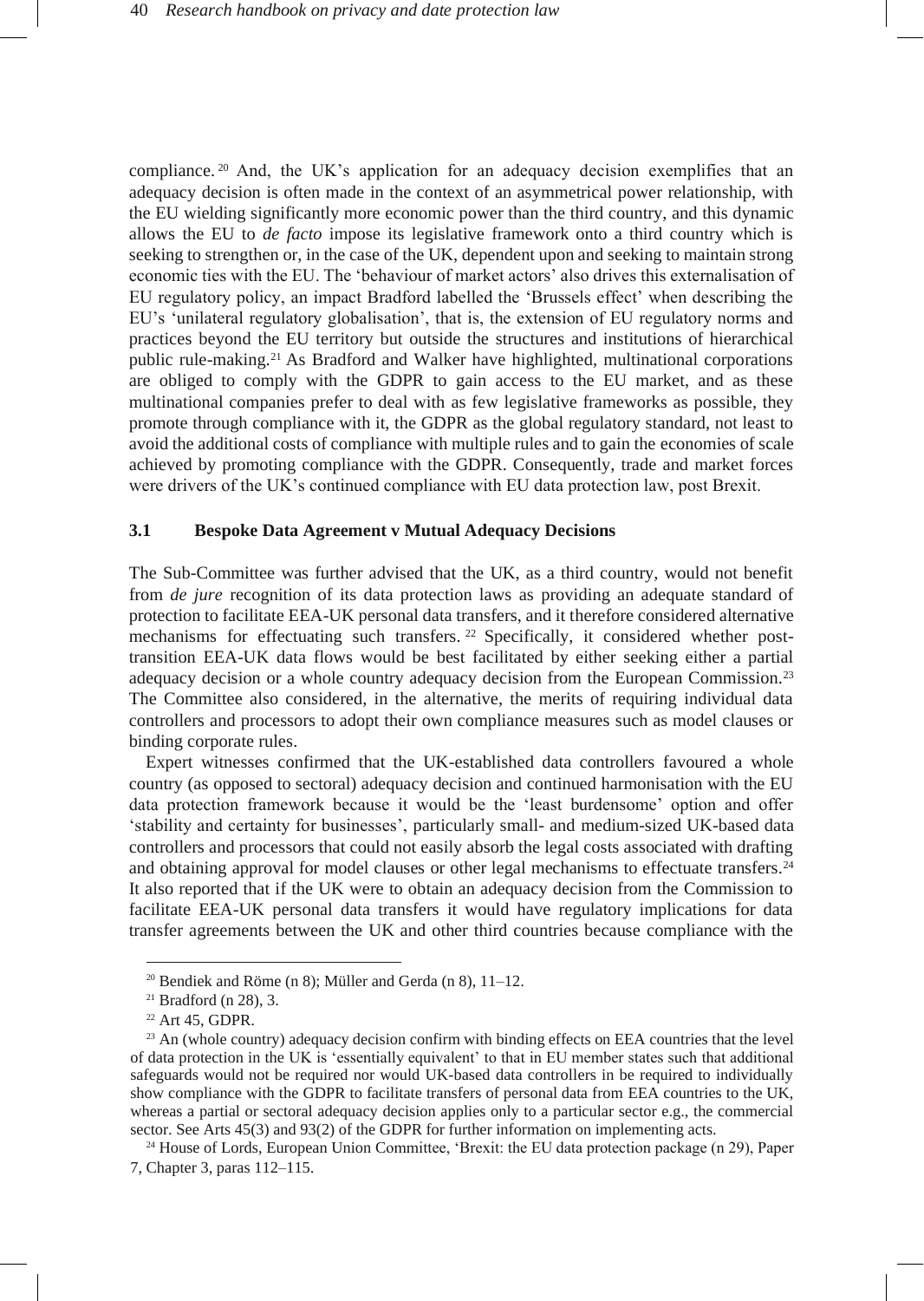compliance.[20] And, the UK's application for an adequacy decision exemplifies that an adequacy decision is often made in the context of an asymmetrical power relationship, with the EU wielding significantly more economic power than the third country, and this dynamic allows the EU to *de facto* impose its legislative framework onto a third country which is seeking to strengthen or, in the case of the UK, dependent upon and seeking to maintain strong economic ties with the EU. The 'behaviour of market actors' also drives this externalisation of EU regulatory policy, an impact Bradford labelled the 'Brussels effect' when describing the EU's 'unilateral regulatory globalisation', that is, the extension of EU regulatory norms and practices beyond the EU territory but outside the structures and institutions of hierarchical public rule-making.[21] As Bradford and Walker have highlighted, multinational corporations are obliged to comply with the GDPR to gain access to the EU market, and as these multinational companies prefer to deal with as few legislative frameworks as possible, they promote through compliance with it, the GDPR as the global regulatory standard, not least to avoid the additional costs of compliance with multiple rules and to gain the economies of scale achieved by promoting compliance with the GDPR. Consequently, trade and market forces were drivers of the UK's continued compliance with EU data protection law, post Brexit.

### 3.1 Bespoke Data Agreement v Mutual Adequacy Decisions

The Sub-Committee was further advised that the UK, as a third country, would not benefit from *de jure* recognition of its data protection laws as providing an adequate standard of protection to facilitate EEA-UK personal data transfers, and it therefore considered alternative mechanisms for effectuating such transfers.[22] Specifically, it considered whether post-transition EEA-UK data flows would be best facilitated by either seeking either a partial adequacy decision or a whole country adequacy decision from the European Commission.[23] The Committee also considered, in the alternative, the merits of requiring individual data controllers and processors to adopt their own compliance measures such as model clauses or binding corporate rules.

Expert witnesses confirmed that the UK-established data controllers favoured a whole country (as opposed to sectoral) adequacy decision and continued harmonisation with the EU data protection framework because it would be the 'least burdensome' option and offer 'stability and certainty for businesses', particularly small- and medium-sized UK-based data controllers and processors that could not easily absorb the legal costs associated with drafting and obtaining approval for model clauses or other legal mechanisms to effectuate transfers.[24] It also reported that if the UK were to obtain an adequacy decision from the Commission to facilitate EEA-UK personal data transfers it would have regulatory implications for data transfer agreements between the UK and other third countries because compliance with the

---

[20] Bendiek and Röme (n 8); Müller and Gerda (n 8), 11–12.

[21] Bradford (n 28), 3.

[22] Art 45, GDPR.

[23] An (whole country) adequacy decision confirm with binding effects on EEA countries that the level of data protection in the UK is 'essentially equivalent' to that in EU member states such that additional safeguards would not be required nor would UK-based data controllers in be required to individually show compliance with the GDPR to facilitate transfers of personal data from EEA countries to the UK, whereas a partial or sectoral adequacy decision applies only to a particular sector e.g., the commercial sector. See Arts 45(3) and 93(2) of the GDPR for further information on implementing acts.

[24] House of Lords, European Union Committee, 'Brexit: the EU data protection package (n 29), Paper 7, Chapter 3, paras 112–115.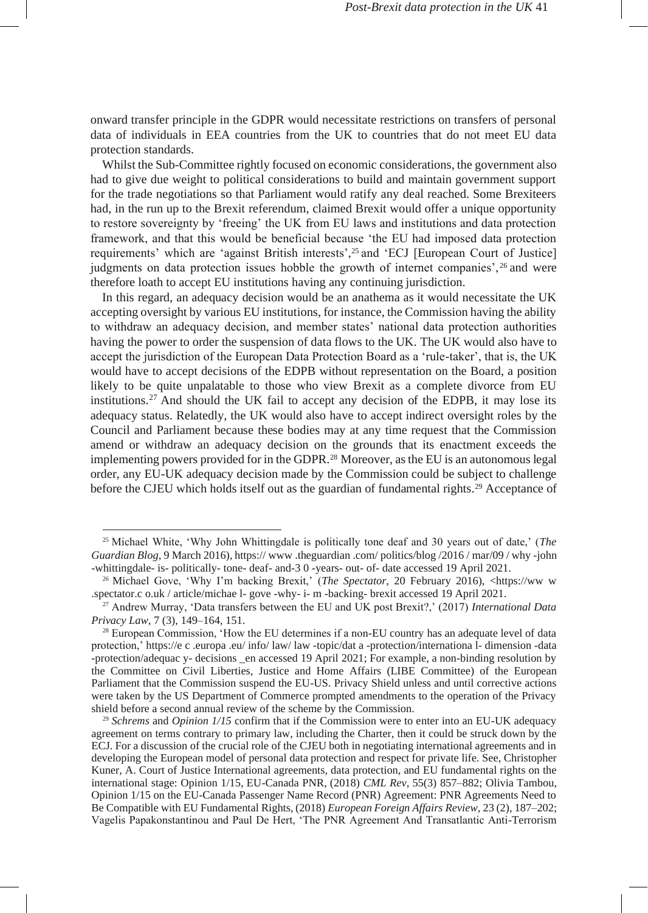onward transfer principle in the GDPR would necessitate restrictions on transfers of personal data of individuals in EEA countries from the UK to countries that do not meet EU data protection standards.

Whilst the Sub-Committee rightly focused on economic considerations, the government also had to give due weight to political considerations to build and maintain government support for the trade negotiations so that Parliament would ratify any deal reached. Some Brexiteers had, in the run up to the Brexit referendum, claimed Brexit would offer a unique opportunity to restore sovereignty by 'freeing' the UK from EU laws and institutions and data protection framework, and that this would be beneficial because 'the EU had imposed data protection requirements' which are 'against British interests',[25] and 'ECJ [European Court of Justice] judgments on data protection issues hobble the growth of internet companies',[26] and were therefore loath to accept EU institutions having any continuing jurisdiction.

In this regard, an adequacy decision would be an anathema as it would necessitate the UK accepting oversight by various EU institutions, for instance, the Commission having the ability to withdraw an adequacy decision, and member states' national data protection authorities having the power to order the suspension of data flows to the UK. The UK would also have to accept the jurisdiction of the European Data Protection Board as a 'rule-taker', that is, the UK would have to accept decisions of the EDPB without representation on the Board, a position likely to be quite unpalatable to those who view Brexit as a complete divorce from EU institutions.[27] And should the UK fail to accept any decision of the EDPB, it may lose its adequacy status. Relatedly, the UK would also have to accept indirect oversight roles by the Council and Parliament because these bodies may at any time request that the Commission amend or withdraw an adequacy decision on the grounds that its enactment exceeds the implementing powers provided for in the GDPR.[28] Moreover, as the EU is an autonomous legal order, any EU-UK adequacy decision made by the Commission could be subject to challenge before the CJEU which holds itself out as the guardian of fundamental rights.[29] Acceptance of

---

[25] Michael White, 'Why John Whittingdale is politically tone deaf and 30 years out of date,' (*The Guardian Blog*, 9 March 2016), https:// www .theguardian .com/ politics/blog /2016 / mar/09 / why -john -whittingdale- is- politically- tone- deaf- and-3 0 -years- out- of- date accessed 19 April 2021.

[26] Michael Gove, 'Why I'm backing Brexit,' (*The Spectator,* 20 February 2016), <https://ww w .spectator.c o.uk / article/michae l- gove -why- i- m -backing- brexit accessed 19 April 2021.

[27] Andrew Murray, 'Data transfers between the EU and UK post Brexit?,' (2017) *International Data Privacy Law*, 7 (3), 149–164, 151.

[28] European Commission, 'How the EU determines if a non-EU country has an adequate level of data protection,' https://e c .europa .eu/ info/ law/ law -topic/dat a -protection/internationa l- dimension -data -protection/adequac y- decisions _en accessed 19 April 2021; For example, a non-binding resolution by the Committee on Civil Liberties, Justice and Home Affairs (LIBE Committee) of the European Parliament that the Commission suspend the EU-US. Privacy Shield unless and until corrective actions were taken by the US Department of Commerce prompted amendments to the operation of the Privacy shield before a second annual review of the scheme by the Commission.

[29] *Schrems* and *Opinion 1/15* confirm that if the Commission were to enter into an EU-UK adequacy agreement on terms contrary to primary law, including the Charter, then it could be struck down by the ECJ. For a discussion of the crucial role of the CJEU both in negotiating international agreements and in developing the European model of personal data protection and respect for private life. See, Christopher Kuner, A. Court of Justice International agreements, data protection, and EU fundamental rights on the international stage: Opinion 1/15, EU-Canada PNR, (2018) *CML Rev,* 55(3) 857–882; Olivia Tambou, Opinion 1/15 on the EU-Canada Passenger Name Record (PNR) Agreement: PNR Agreements Need to Be Compatible with EU Fundamental Rights, (2018) *European Foreign Affairs Review,* 23 (2), 187–202; Vagelis Papakonstantinou and Paul De Hert, 'The PNR Agreement And Transatlantic Anti-Terrorism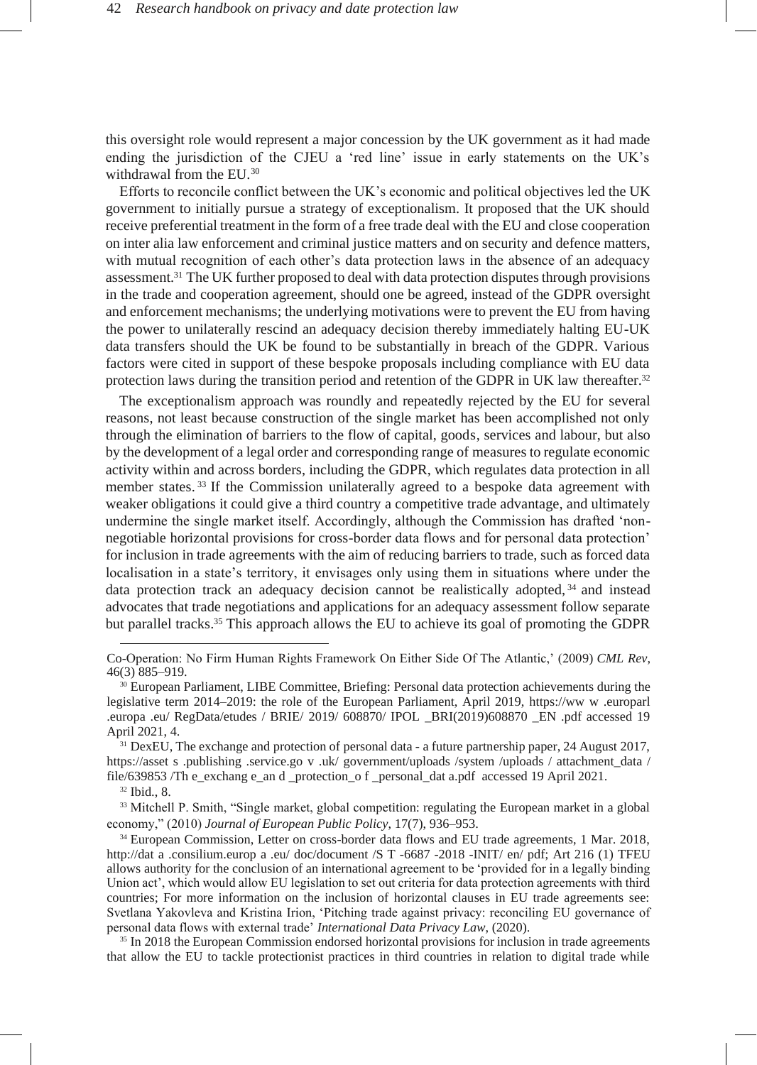this oversight role would represent a major concession by the UK government as it had made ending the jurisdiction of the CJEU a 'red line' issue in early statements on the UK's withdrawal from the EU.[30]

Efforts to reconcile conflict between the UK's economic and political objectives led the UK government to initially pursue a strategy of exceptionalism. It proposed that the UK should receive preferential treatment in the form of a free trade deal with the EU and close cooperation on inter alia law enforcement and criminal justice matters and on security and defence matters, with mutual recognition of each other's data protection laws in the absence of an adequacy assessment.[31] The UK further proposed to deal with data protection disputes through provisions in the trade and cooperation agreement, should one be agreed, instead of the GDPR oversight and enforcement mechanisms; the underlying motivations were to prevent the EU from having the power to unilaterally rescind an adequacy decision thereby immediately halting EU-UK data transfers should the UK be found to be substantially in breach of the GDPR. Various factors were cited in support of these bespoke proposals including compliance with EU data protection laws during the transition period and retention of the GDPR in UK law thereafter.[32]

The exceptionalism approach was roundly and repeatedly rejected by the EU for several reasons, not least because construction of the single market has been accomplished not only through the elimination of barriers to the flow of capital, goods, services and labour, but also by the development of a legal order and corresponding range of measures to regulate economic activity within and across borders, including the GDPR, which regulates data protection in all member states.[33] If the Commission unilaterally agreed to a bespoke data agreement with weaker obligations it could give a third country a competitive trade advantage, and ultimately undermine the single market itself. Accordingly, although the Commission has drafted 'non-negotiable horizontal provisions for cross-border data flows and for personal data protection' for inclusion in trade agreements with the aim of reducing barriers to trade, such as forced data localisation in a state's territory, it envisages only using them in situations where under the data protection track an adequacy decision cannot be realistically adopted,[34] and instead advocates that trade negotiations and applications for an adequacy assessment follow separate but parallel tracks.[35] This approach allows the EU to achieve its goal of promoting the GDPR

---

Co-Operation: No Firm Human Rights Framework On Either Side Of The Atlantic,' (2009) *CML Rev*, 46(3) 885–919.

[30] European Parliament, LIBE Committee, Briefing: Personal data protection achievements during the legislative term 2014–2019: the role of the European Parliament, April 2019, https://ww w .europarl .europa .eu/ RegData/etudes / BRIE/ 2019/ 608870/ IPOL _BRI(2019)608870 _EN .pdf accessed 19 April 2021, 4.

[31] DexEU, The exchange and protection of personal data - a future partnership paper, 24 August 2017, https://asset s .publishing .service.go v .uk/ government/uploads /system /uploads / attachment_data / file/639853 /Th e_exchang e_an d _protection_o f _personal_dat a.pdf accessed 19 April 2021.

[32] Ibid., 8.

[33] Mitchell P. Smith, "Single market, global competition: regulating the European market in a global economy," (2010) *Journal of European Public Policy*, 17(7), 936–953.

[34] European Commission, Letter on cross-border data flows and EU trade agreements, 1 Mar. 2018, http://dat a .consilium.europ a .eu/ doc/document /S T -6687 -2018 -INIT/ en/ pdf; Art 216 (1) TFEU allows authority for the conclusion of an international agreement to be 'provided for in a legally binding Union act', which would allow EU legislation to set out criteria for data protection agreements with third countries; For more information on the inclusion of horizontal clauses in EU trade agreements see: Svetlana Yakovleva and Kristina Irion, 'Pitching trade against privacy: reconciling EU governance of personal data flows with external trade' *International Data Privacy Law*, (2020).

[35] In 2018 the European Commission endorsed horizontal provisions for inclusion in trade agreements that allow the EU to tackle protectionist practices in third countries in relation to digital trade while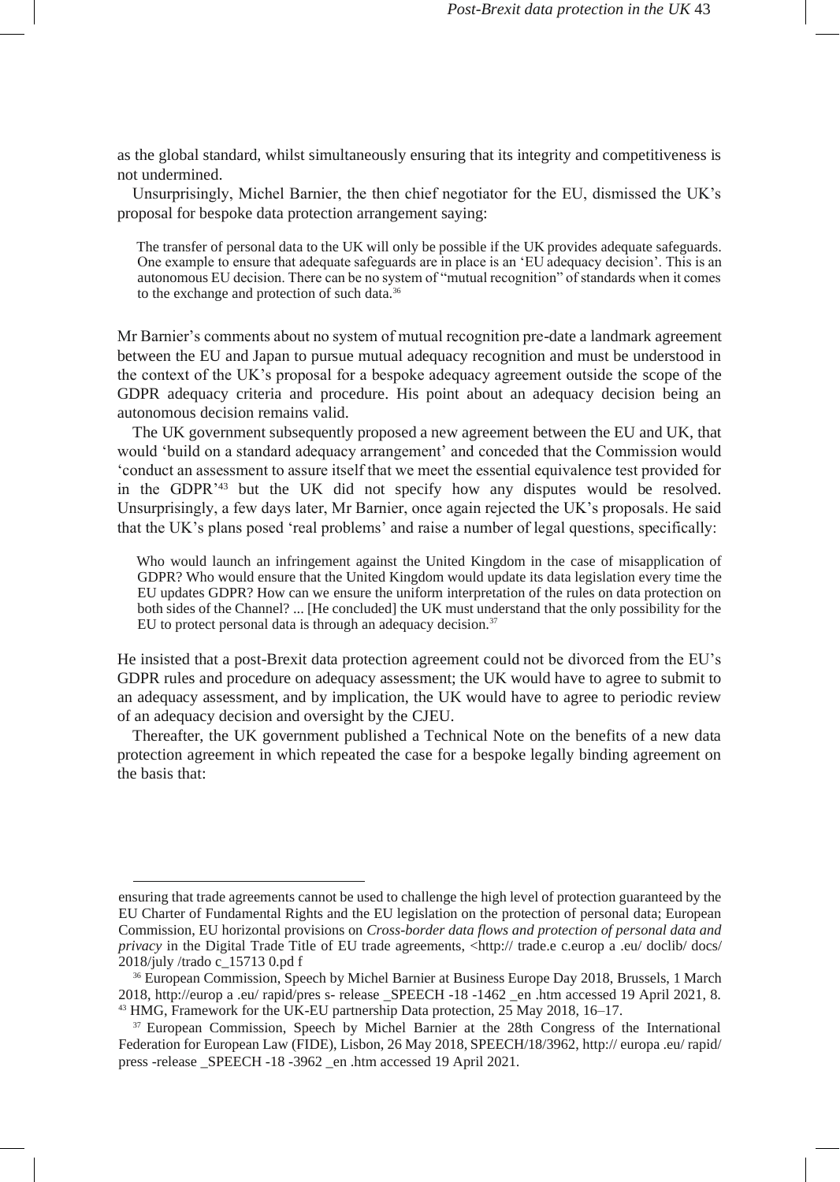as the global standard, whilst simultaneously ensuring that its integrity and competitiveness is not undermined.

Unsurprisingly, Michel Barnier, the then chief negotiator for the EU, dismissed the UK's proposal for bespoke data protection arrangement saying:

> The transfer of personal data to the UK will only be possible if the UK provides adequate safeguards. One example to ensure that adequate safeguards are in place is an 'EU adequacy decision'. This is an autonomous EU decision. There can be no system of "mutual recognition" of standards when it comes to the exchange and protection of such data.[36]

Mr Barnier's comments about no system of mutual recognition pre-date a landmark agreement between the EU and Japan to pursue mutual adequacy recognition and must be understood in the context of the UK's proposal for a bespoke adequacy agreement outside the scope of the GDPR adequacy criteria and procedure. His point about an adequacy decision being an autonomous decision remains valid.

The UK government subsequently proposed a new agreement between the EU and UK, that would 'build on a standard adequacy arrangement' and conceded that the Commission would 'conduct an assessment to assure itself that we meet the essential equivalence test provided for in the GDPR'[43] but the UK did not specify how any disputes would be resolved. Unsurprisingly, a few days later, Mr Barnier, once again rejected the UK's proposals. He said that the UK's plans posed 'real problems' and raise a number of legal questions, specifically:

> Who would launch an infringement against the United Kingdom in the case of misapplication of GDPR? Who would ensure that the United Kingdom would update its data legislation every time the EU updates GDPR? How can we ensure the uniform interpretation of the rules on data protection on both sides of the Channel? ... [He concluded] the UK must understand that the only possibility for the EU to protect personal data is through an adequacy decision.[37]

He insisted that a post-Brexit data protection agreement could not be divorced from the EU's GDPR rules and procedure on adequacy assessment; the UK would have to agree to submit to an adequacy assessment, and by implication, the UK would have to agree to periodic review of an adequacy decision and oversight by the CJEU.

Thereafter, the UK government published a Technical Note on the benefits of a new data protection agreement in which repeated the case for a bespoke legally binding agreement on the basis that:

---

ensuring that trade agreements cannot be used to challenge the high level of protection guaranteed by the EU Charter of Fundamental Rights and the EU legislation on the protection of personal data; European Commission, EU horizontal provisions on *Cross-border data flows and protection of personal data and privacy* in the Digital Trade Title of EU trade agreements, <http:// trade.e c.europ a .eu/ doclib/ docs/ 2018/july /trado c_15713 0.pd f

[36] European Commission, Speech by Michel Barnier at Business Europe Day 2018, Brussels, 1 March 2018, http://europ a .eu/ rapid/pres s- release _SPEECH -18 -1462 _en .htm accessed 19 April 2021, 8.

[43] HMG, Framework for the UK-EU partnership Data protection, 25 May 2018, 16–17.

[37] European Commission, Speech by Michel Barnier at the 28th Congress of the International Federation for European Law (FIDE), Lisbon, 26 May 2018, SPEECH/18/3962, http:// europa .eu/ rapid/ press -release _SPEECH -18 -3962 _en .htm accessed 19 April 2021.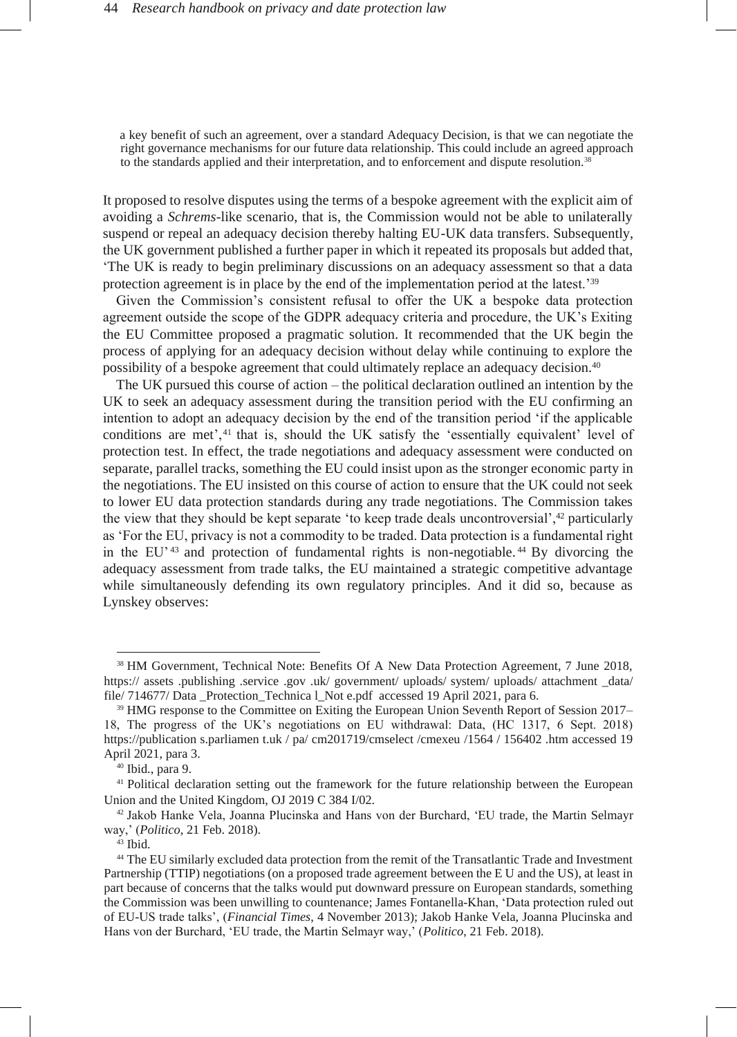> a key benefit of such an agreement, over a standard Adequacy Decision, is that we can negotiate the right governance mechanisms for our future data relationship. This could include an agreed approach to the standards applied and their interpretation, and to enforcement and dispute resolution.[38]

It proposed to resolve disputes using the terms of a bespoke agreement with the explicit aim of avoiding a *Schrems*-like scenario, that is, the Commission would not be able to unilaterally suspend or repeal an adequacy decision thereby halting EU-UK data transfers. Subsequently, the UK government published a further paper in which it repeated its proposals but added that, 'The UK is ready to begin preliminary discussions on an adequacy assessment so that a data protection agreement is in place by the end of the implementation period at the latest.'[39]

Given the Commission's consistent refusal to offer the UK a bespoke data protection agreement outside the scope of the GDPR adequacy criteria and procedure, the UK's Exiting the EU Committee proposed a pragmatic solution. It recommended that the UK begin the process of applying for an adequacy decision without delay while continuing to explore the possibility of a bespoke agreement that could ultimately replace an adequacy decision.[40]

The UK pursued this course of action – the political declaration outlined an intention by the UK to seek an adequacy assessment during the transition period with the EU confirming an intention to adopt an adequacy decision by the end of the transition period 'if the applicable conditions are met',[41] that is, should the UK satisfy the 'essentially equivalent' level of protection test. In effect, the trade negotiations and adequacy assessment were conducted on separate, parallel tracks, something the EU could insist upon as the stronger economic party in the negotiations. The EU insisted on this course of action to ensure that the UK could not seek to lower EU data protection standards during any trade negotiations. The Commission takes the view that they should be kept separate 'to keep trade deals uncontroversial',[42] particularly as 'For the EU, privacy is not a commodity to be traded. Data protection is a fundamental right in the EU'[43] and protection of fundamental rights is non-negotiable.[44] By divorcing the adequacy assessment from trade talks, the EU maintained a strategic competitive advantage while simultaneously defending its own regulatory principles. And it did so, because as Lynskey observes:

---

[38] HM Government, Technical Note: Benefits Of A New Data Protection Agreement, 7 June 2018, https:// assets .publishing .service .gov .uk/ government/ uploads/ system/ uploads/ attachment _data/ file/ 714677/ Data _Protection_Technica l_Not e.pdf accessed 19 April 2021, para 6.

[39] HMG response to the Committee on Exiting the European Union Seventh Report of Session 2017–18, The progress of the UK's negotiations on EU withdrawal: Data, (HC 1317, 6 Sept. 2018) https://publication s.parliamen t.uk / pa/ cm201719/cmselect /cmexeu /1564 / 156402 .htm accessed 19 April 2021, para 3.

[40] Ibid., para 9.

[41] Political declaration setting out the framework for the future relationship between the European Union and the United Kingdom, OJ 2019 C 384 I/02.

[42] Jakob Hanke Vela, Joanna Plucinska and Hans von der Burchard, 'EU trade, the Martin Selmayr way,' (*Politico*, 21 Feb. 2018).

[43] Ibid.

[44] The EU similarly excluded data protection from the remit of the Transatlantic Trade and Investment Partnership (TTIP) negotiations (on a proposed trade agreement between the E U and the US), at least in part because of concerns that the talks would put downward pressure on European standards, something the Commission was been unwilling to countenance; James Fontanella-Khan, 'Data protection ruled out of EU-US trade talks', (*Financial Times*, 4 November 2013); Jakob Hanke Vela, Joanna Plucinska and Hans von der Burchard, 'EU trade, the Martin Selmayr way,' (*Politico*, 21 Feb. 2018).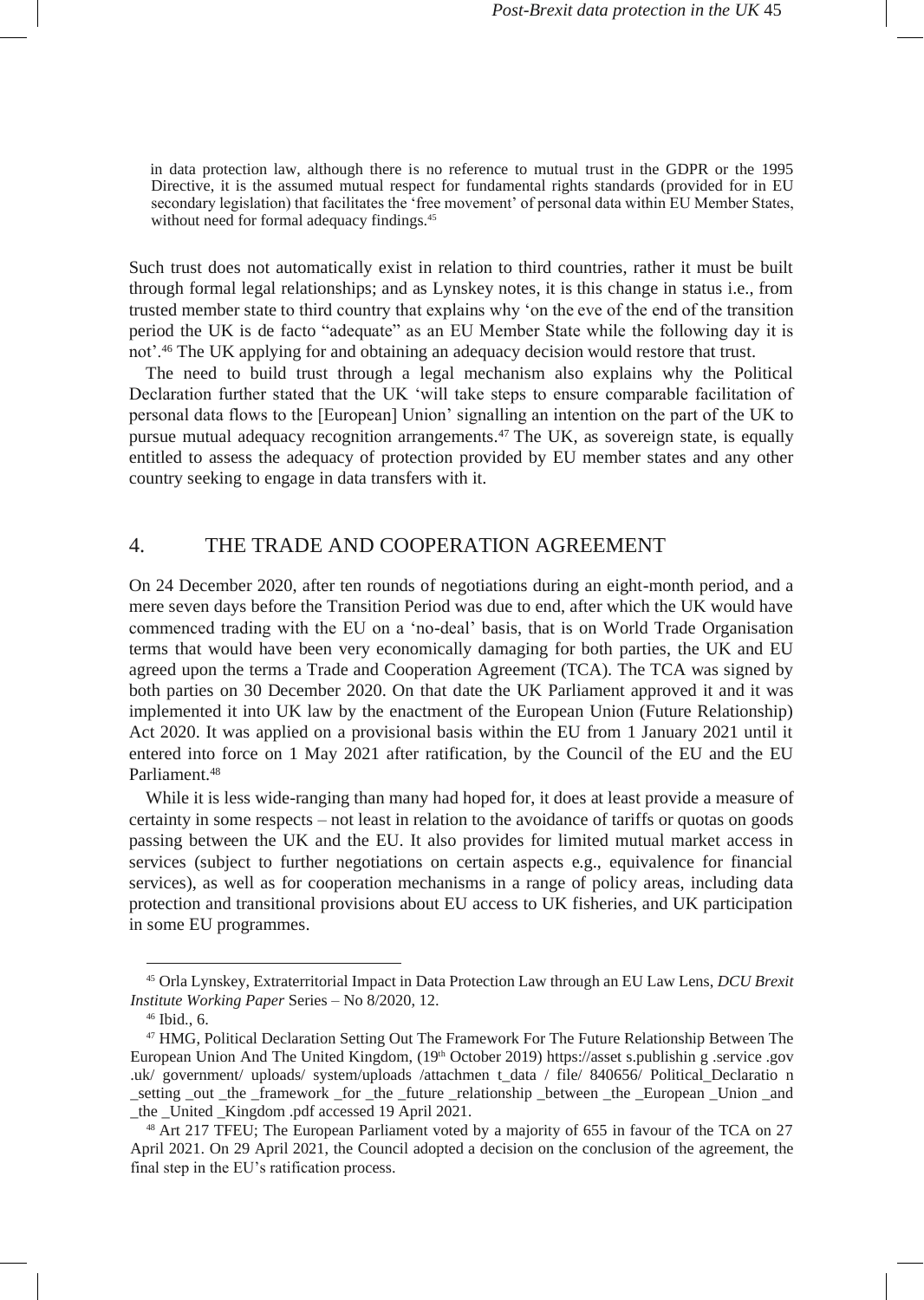> in data protection law, although there is no reference to mutual trust in the GDPR or the 1995 Directive, it is the assumed mutual respect for fundamental rights standards (provided for in EU secondary legislation) that facilitates the 'free movement' of personal data within EU Member States, without need for formal adequacy findings.[45]

Such trust does not automatically exist in relation to third countries, rather it must be built through formal legal relationships; and as Lynskey notes, it is this change in status i.e., from trusted member state to third country that explains why 'on the eve of the end of the transition period the UK is de facto "adequate" as an EU Member State while the following day it is not'.[46] The UK applying for and obtaining an adequacy decision would restore that trust.

The need to build trust through a legal mechanism also explains why the Political Declaration further stated that the UK 'will take steps to ensure comparable facilitation of personal data flows to the [European] Union' signalling an intention on the part of the UK to pursue mutual adequacy recognition arrangements.[47] The UK, as sovereign state, is equally entitled to assess the adequacy of protection provided by EU member states and any other country seeking to engage in data transfers with it.

## 4. THE TRADE AND COOPERATION AGREEMENT

On 24 December 2020, after ten rounds of negotiations during an eight-month period, and a mere seven days before the Transition Period was due to end, after which the UK would have commenced trading with the EU on a 'no-deal' basis, that is on World Trade Organisation terms that would have been very economically damaging for both parties, the UK and EU agreed upon the terms a Trade and Cooperation Agreement (TCA). The TCA was signed by both parties on 30 December 2020. On that date the UK Parliament approved it and it was implemented it into UK law by the enactment of the European Union (Future Relationship) Act 2020. It was applied on a provisional basis within the EU from 1 January 2021 until it entered into force on 1 May 2021 after ratification, by the Council of the EU and the EU Parliament.[48]

While it is less wide-ranging than many had hoped for, it does at least provide a measure of certainty in some respects – not least in relation to the avoidance of tariffs or quotas on goods passing between the UK and the EU. It also provides for limited mutual market access in services (subject to further negotiations on certain aspects e.g., equivalence for financial services), as well as for cooperation mechanisms in a range of policy areas, including data protection and transitional provisions about EU access to UK fisheries, and UK participation in some EU programmes.

---

[45] Orla Lynskey, Extraterritorial Impact in Data Protection Law through an EU Law Lens, *DCU Brexit Institute Working Paper* Series – No 8/2020, 12.

[46] Ibid., 6.

[47] HMG, Political Declaration Setting Out The Framework For The Future Relationship Between The European Union And The United Kingdom, (19th October 2019) https://asset s.publishin g .service .gov .uk/ government/ uploads/ system/uploads /attachmen t_data / file/ 840656/ Political_Declaratio n _setting _out _the _framework _for _the _future _relationship _between _the _European _Union _and _the _United _Kingdom .pdf accessed 19 April 2021.

[48] Art 217 TFEU; The European Parliament voted by a majority of 655 in favour of the TCA on 27 April 2021. On 29 April 2021, the Council adopted a decision on the conclusion of the agreement, the final step in the EU's ratification process.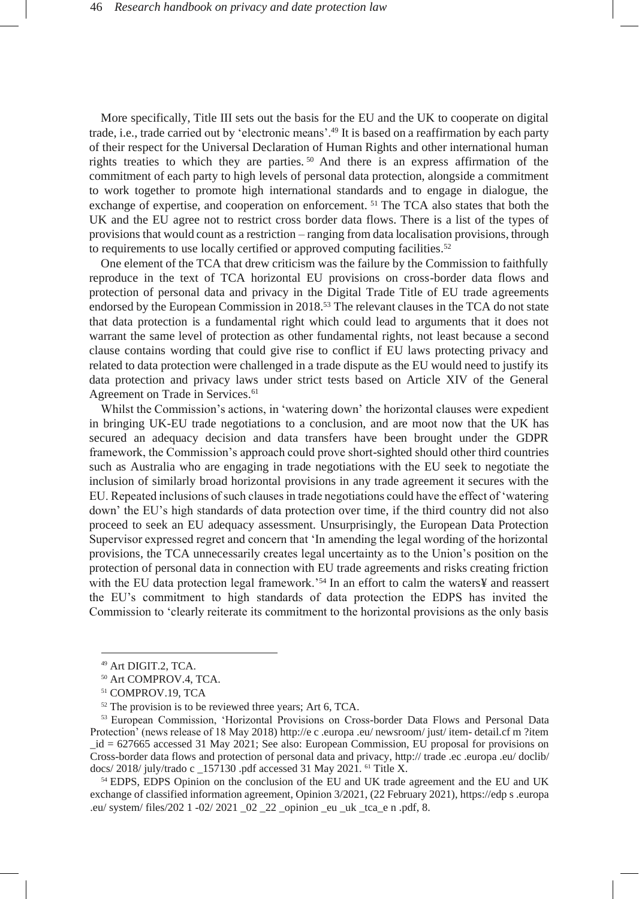More specifically, Title III sets out the basis for the EU and the UK to cooperate on digital trade, i.e., trade carried out by 'electronic means'.[49] It is based on a reaffirmation by each party of their respect for the Universal Declaration of Human Rights and other international human rights treaties to which they are parties.[50] And there is an express affirmation of the commitment of each party to high levels of personal data protection, alongside a commitment to work together to promote high international standards and to engage in dialogue, the exchange of expertise, and cooperation on enforcement.[51] The TCA also states that both the UK and the EU agree not to restrict cross border data flows. There is a list of the types of provisions that would count as a restriction – ranging from data localisation provisions, through to requirements to use locally certified or approved computing facilities.[52]

One element of the TCA that drew criticism was the failure by the Commission to faithfully reproduce in the text of TCA horizontal EU provisions on cross-border data flows and protection of personal data and privacy in the Digital Trade Title of EU trade agreements endorsed by the European Commission in 2018.[53] The relevant clauses in the TCA do not state that data protection is a fundamental right which could lead to arguments that it does not warrant the same level of protection as other fundamental rights, not least because a second clause contains wording that could give rise to conflict if EU laws protecting privacy and related to data protection were challenged in a trade dispute as the EU would need to justify its data protection and privacy laws under strict tests based on Article XIV of the General Agreement on Trade in Services.[61]

Whilst the Commission's actions, in 'watering down' the horizontal clauses were expedient in bringing UK-EU trade negotiations to a conclusion, and are moot now that the UK has secured an adequacy decision and data transfers have been brought under the GDPR framework, the Commission's approach could prove short-sighted should other third countries such as Australia who are engaging in trade negotiations with the EU seek to negotiate the inclusion of similarly broad horizontal provisions in any trade agreement it secures with the EU. Repeated inclusions of such clauses in trade negotiations could have the effect of 'watering down' the EU's high standards of data protection over time, if the third country did not also proceed to seek an EU adequacy assessment. Unsurprisingly, the European Data Protection Supervisor expressed regret and concern that 'In amending the legal wording of the horizontal provisions, the TCA unnecessarily creates legal uncertainty as to the Union's position on the protection of personal data in connection with EU trade agreements and risks creating friction with the EU data protection legal framework.'[54] In an effort to calm the waters¥ and reassert the EU's commitment to high standards of data protection the EDPS has invited the Commission to 'clearly reiterate its commitment to the horizontal provisions as the only basis

---

[49] Art DIGIT.2, TCA.

[50] Art COMPROV.4, TCA.

[51] COMPROV.19, TCA

[52] The provision is to be reviewed three years; Art 6, TCA.

[53] European Commission, 'Horizontal Provisions on Cross-border Data Flows and Personal Data Protection' (news release of 18 May 2018) http://e c .europa .eu/ newsroom/ just/ item- detail.cf m ?item _id = 627665 accessed 31 May 2021; See also: European Commission, EU proposal for provisions on Cross-border data flows and protection of personal data and privacy, http:// trade .ec .europa .eu/ doclib/ docs/ 2018/ july/trado c _157130 .pdf accessed 31 May 2021. [61] Title X.

[54] EDPS, EDPS Opinion on the conclusion of the EU and UK trade agreement and the EU and UK exchange of classified information agreement, Opinion 3/2021, (22 February 2021), https://edp s .europa .eu/ system/ files/202 1 -02/ 2021 _02 _22 _opinion _eu _uk _tca_e n .pdf, 8.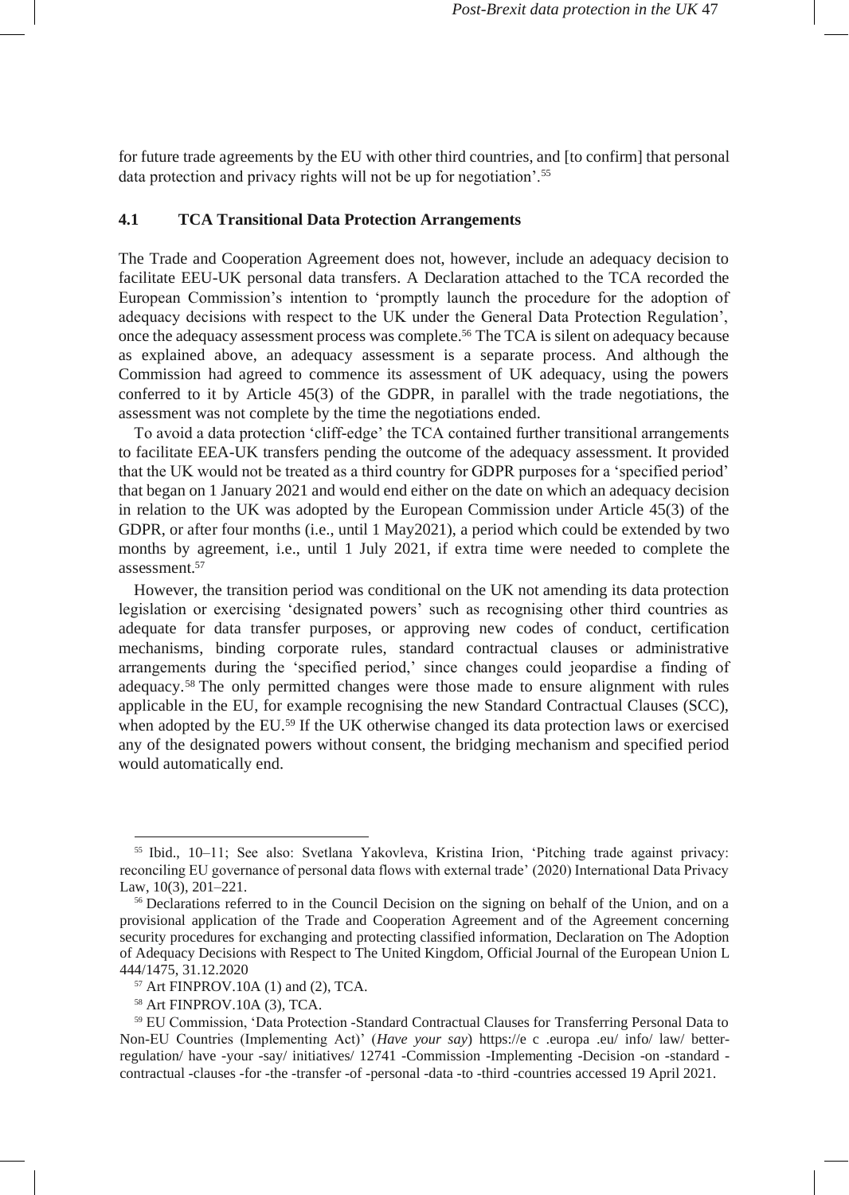for future trade agreements by the EU with other third countries, and [to confirm] that personal data protection and privacy rights will not be up for negotiation'.[55]

### 4.1 TCA Transitional Data Protection Arrangements

The Trade and Cooperation Agreement does not, however, include an adequacy decision to facilitate EEU-UK personal data transfers. A Declaration attached to the TCA recorded the European Commission's intention to 'promptly launch the procedure for the adoption of adequacy decisions with respect to the UK under the General Data Protection Regulation', once the adequacy assessment process was complete.[56] The TCA is silent on adequacy because as explained above, an adequacy assessment is a separate process. And although the Commission had agreed to commence its assessment of UK adequacy, using the powers conferred to it by Article 45(3) of the GDPR, in parallel with the trade negotiations, the assessment was not complete by the time the negotiations ended.

To avoid a data protection 'cliff-edge' the TCA contained further transitional arrangements to facilitate EEA-UK transfers pending the outcome of the adequacy assessment. It provided that the UK would not be treated as a third country for GDPR purposes for a 'specified period' that began on 1 January 2021 and would end either on the date on which an adequacy decision in relation to the UK was adopted by the European Commission under Article 45(3) of the GDPR, or after four months (i.e., until 1 May2021), a period which could be extended by two months by agreement, i.e., until 1 July 2021, if extra time were needed to complete the assessment.[57]

However, the transition period was conditional on the UK not amending its data protection legislation or exercising 'designated powers' such as recognising other third countries as adequate for data transfer purposes, or approving new codes of conduct, certification mechanisms, binding corporate rules, standard contractual clauses or administrative arrangements during the 'specified period,' since changes could jeopardise a finding of adequacy.[58] The only permitted changes were those made to ensure alignment with rules applicable in the EU, for example recognising the new Standard Contractual Clauses (SCC), when adopted by the EU.[59] If the UK otherwise changed its data protection laws or exercised any of the designated powers without consent, the bridging mechanism and specified period would automatically end.

---

[55] Ibid., 10–11; See also: Svetlana Yakovleva, Kristina Irion, 'Pitching trade against privacy: reconciling EU governance of personal data flows with external trade' (2020) International Data Privacy Law, 10(3), 201–221.

[56] Declarations referred to in the Council Decision on the signing on behalf of the Union, and on a provisional application of the Trade and Cooperation Agreement and of the Agreement concerning security procedures for exchanging and protecting classified information, Declaration on The Adoption of Adequacy Decisions with Respect to The United Kingdom, Official Journal of the European Union L 444/1475, 31.12.2020

[57] Art FINPROV.10A (1) and (2), TCA.

[58] Art FINPROV.10A (3), TCA.

[59] EU Commission, 'Data Protection -Standard Contractual Clauses for Transferring Personal Data to Non-EU Countries (Implementing Act)' (*Have your say*) https://e c .europa .eu/ info/ law/ better-regulation/ have -your -say/ initiatives/ 12741 -Commission -Implementing -Decision -on -standard -contractual -clauses -for -the -transfer -of -personal -data -to -third -countries accessed 19 April 2021.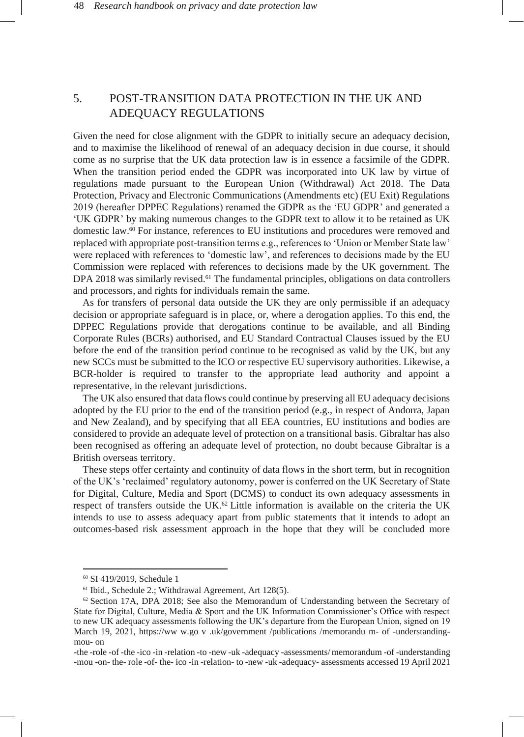## 5. POST-TRANSITION DATA PROTECTION IN THE UK AND ADEQUACY REGULATIONS

Given the need for close alignment with the GDPR to initially secure an adequacy decision, and to maximise the likelihood of renewal of an adequacy decision in due course, it should come as no surprise that the UK data protection law is in essence a facsimile of the GDPR. When the transition period ended the GDPR was incorporated into UK law by virtue of regulations made pursuant to the European Union (Withdrawal) Act 2018. The Data Protection, Privacy and Electronic Communications (Amendments etc) (EU Exit) Regulations 2019 (hereafter DPPEC Regulations) renamed the GDPR as the 'EU GDPR' and generated a 'UK GDPR' by making numerous changes to the GDPR text to allow it to be retained as UK domestic law.[60] For instance, references to EU institutions and procedures were removed and replaced with appropriate post-transition terms e.g., references to 'Union or Member State law' were replaced with references to 'domestic law', and references to decisions made by the EU Commission were replaced with references to decisions made by the UK government. The DPA 2018 was similarly revised.[61] The fundamental principles, obligations on data controllers and processors, and rights for individuals remain the same.

As for transfers of personal data outside the UK they are only permissible if an adequacy decision or appropriate safeguard is in place, or, where a derogation applies. To this end, the DPPEC Regulations provide that derogations continue to be available, and all Binding Corporate Rules (BCRs) authorised, and EU Standard Contractual Clauses issued by the EU before the end of the transition period continue to be recognised as valid by the UK, but any new SCCs must be submitted to the ICO or respective EU supervisory authorities. Likewise, a BCR-holder is required to transfer to the appropriate lead authority and appoint a representative, in the relevant jurisdictions.

The UK also ensured that data flows could continue by preserving all EU adequacy decisions adopted by the EU prior to the end of the transition period (e.g., in respect of Andorra, Japan and New Zealand), and by specifying that all EEA countries, EU institutions and bodies are considered to provide an adequate level of protection on a transitional basis. Gibraltar has also been recognised as offering an adequate level of protection, no doubt because Gibraltar is a British overseas territory.

These steps offer certainty and continuity of data flows in the short term, but in recognition of the UK's 'reclaimed' regulatory autonomy, power is conferred on the UK Secretary of State for Digital, Culture, Media and Sport (DCMS) to conduct its own adequacy assessments in respect of transfers outside the UK.[62] Little information is available on the criteria the UK intends to use to assess adequacy apart from public statements that it intends to adopt an outcomes-based risk assessment approach in the hope that they will be concluded more

---

[60] SI 419/2019, Schedule 1

[61] Ibid., Schedule 2.; Withdrawal Agreement, Art 128(5).

[62] Section 17A, DPA 2018; See also the Memorandum of Understanding between the Secretary of State for Digital, Culture, Media & Sport and the UK Information Commissioner's Office with respect to new UK adequacy assessments following the UK's departure from the European Union, signed on 19 March 19, 2021, https://ww w.go v .uk/government /publications /memorandu m- of -understanding-mou- on -the -role -of -the -ico -in -relation -to -new -uk -adequacy -assessments/ memorandum -of -understanding -mou -on- the- role -of- the- ico -in -relation- to -new -uk -adequacy- assessments accessed 19 April 2021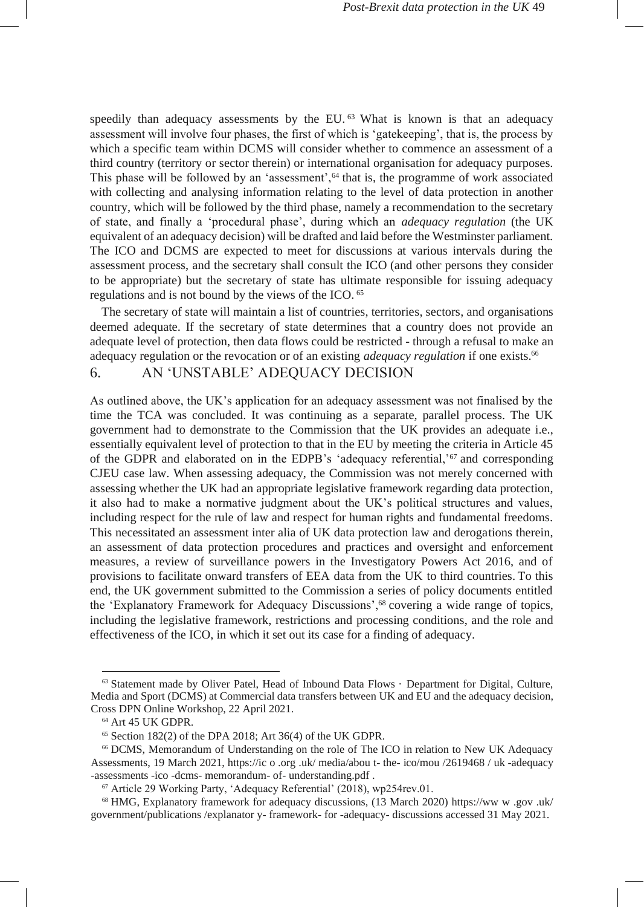speedily than adequacy assessments by the EU.[63] What is known is that an adequacy assessment will involve four phases, the first of which is 'gatekeeping', that is, the process by which a specific team within DCMS will consider whether to commence an assessment of a third country (territory or sector therein) or international organisation for adequacy purposes. This phase will be followed by an 'assessment',[64] that is, the programme of work associated with collecting and analysing information relating to the level of data protection in another country, which will be followed by the third phase, namely a recommendation to the secretary of state, and finally a 'procedural phase', during which an *adequacy regulation* (the UK equivalent of an adequacy decision) will be drafted and laid before the Westminster parliament. The ICO and DCMS are expected to meet for discussions at various intervals during the assessment process, and the secretary shall consult the ICO (and other persons they consider to be appropriate) but the secretary of state has ultimate responsible for issuing adequacy regulations and is not bound by the views of the ICO.[65]

The secretary of state will maintain a list of countries, territories, sectors, and organisations deemed adequate. If the secretary of state determines that a country does not provide an adequate level of protection, then data flows could be restricted - through a refusal to make an adequacy regulation or the revocation or of an existing *adequacy regulation* if one exists.[66]

## 6. AN 'UNSTABLE' ADEQUACY DECISION

As outlined above, the UK's application for an adequacy assessment was not finalised by the time the TCA was concluded. It was continuing as a separate, parallel process. The UK government had to demonstrate to the Commission that the UK provides an adequate i.e., essentially equivalent level of protection to that in the EU by meeting the criteria in Article 45 of the GDPR and elaborated on in the EDPB's 'adequacy referential,'[67] and corresponding CJEU case law. When assessing adequacy, the Commission was not merely concerned with assessing whether the UK had an appropriate legislative framework regarding data protection, it also had to make a normative judgment about the UK's political structures and values, including respect for the rule of law and respect for human rights and fundamental freedoms. This necessitated an assessment inter alia of UK data protection law and derogations therein, an assessment of data protection procedures and practices and oversight and enforcement measures, a review of surveillance powers in the Investigatory Powers Act 2016, and of provisions to facilitate onward transfers of EEA data from the UK to third countries. To this end, the UK government submitted to the Commission a series of policy documents entitled the 'Explanatory Framework for Adequacy Discussions',[68] covering a wide range of topics, including the legislative framework, restrictions and processing conditions, and the role and effectiveness of the ICO, in which it set out its case for a finding of adequacy.

---

[63] Statement made by Oliver Patel, Head of Inbound Data Flows · Department for Digital, Culture, Media and Sport (DCMS) at Commercial data transfers between UK and EU and the adequacy decision, Cross DPN Online Workshop, 22 April 2021.

[64] Art 45 UK GDPR.

[65] Section 182(2) of the DPA 2018; Art 36(4) of the UK GDPR.

[66] DCMS, Memorandum of Understanding on the role of The ICO in relation to New UK Adequacy Assessments, 19 March 2021, https://ic o .org .uk/ media/abou t- the- ico/mou /2619468 / uk -adequacy -assessments -ico -dcms- memorandum- of- understanding.pdf .

[67] Article 29 Working Party, 'Adequacy Referential' (2018), wp254rev.01.

[68] HMG, Explanatory framework for adequacy discussions, (13 March 2020) https://ww w .gov .uk/ government/publications /explanator y- framework- for -adequacy- discussions accessed 31 May 2021.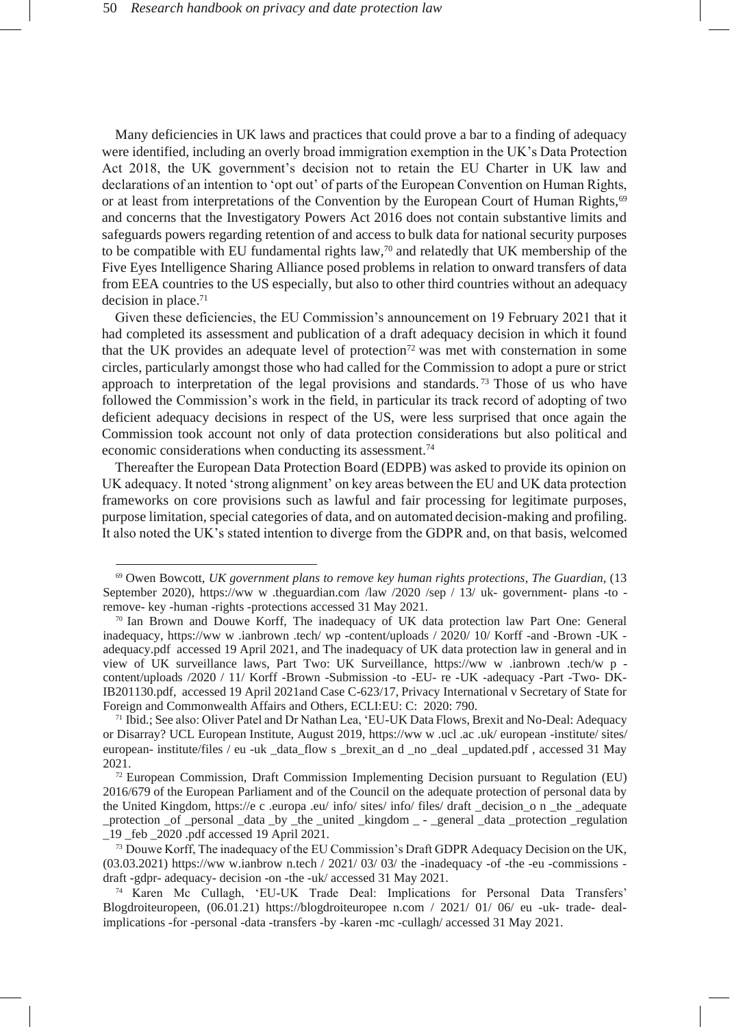Many deficiencies in UK laws and practices that could prove a bar to a finding of adequacy were identified, including an overly broad immigration exemption in the UK's Data Protection Act 2018, the UK government's decision not to retain the EU Charter in UK law and declarations of an intention to 'opt out' of parts of the European Convention on Human Rights, or at least from interpretations of the Convention by the European Court of Human Rights,[69] and concerns that the Investigatory Powers Act 2016 does not contain substantive limits and safeguards powers regarding retention of and access to bulk data for national security purposes to be compatible with EU fundamental rights law,[70] and relatedly that UK membership of the Five Eyes Intelligence Sharing Alliance posed problems in relation to onward transfers of data from EEA countries to the US especially, but also to other third countries without an adequacy decision in place.[71]

Given these deficiencies, the EU Commission's announcement on 19 February 2021 that it had completed its assessment and publication of a draft adequacy decision in which it found that the UK provides an adequate level of protection[72] was met with consternation in some circles, particularly amongst those who had called for the Commission to adopt a pure or strict approach to interpretation of the legal provisions and standards.[73] Those of us who have followed the Commission's work in the field, in particular its track record of adopting of two deficient adequacy decisions in respect of the US, were less surprised that once again the Commission took account not only of data protection considerations but also political and economic considerations when conducting its assessment.[74]

Thereafter the European Data Protection Board (EDPB) was asked to provide its opinion on UK adequacy. It noted 'strong alignment' on key areas between the EU and UK data protection frameworks on core provisions such as lawful and fair processing for legitimate purposes, purpose limitation, special categories of data, and on automated decision-making and profiling. It also noted the UK's stated intention to diverge from the GDPR and, on that basis, welcomed

---

[69] Owen Bowcott, *UK government plans to remove key human rights protections*, *The Guardian*, (13 September 2020), https://ww w .theguardian.com /law /2020 /sep / 13/ uk- government- plans -to - remove- key -human -rights -protections accessed 31 May 2021.

[70] Ian Brown and Douwe Korff, The inadequacy of UK data protection law Part One: General inadequacy, https://ww w .ianbrown .tech/ wp -content/uploads / 2020/ 10/ Korff -and -Brown -UK - adequacy.pdf accessed 19 April 2021, and The inadequacy of UK data protection law in general and in view of UK surveillance laws, Part Two: UK Surveillance, https://ww w .ianbrown .tech/w p - content/uploads /2020 / 11/ Korff -Brown -Submission -to -EU- re -UK -adequacy -Part -Two- DK-IB201130.pdf, accessed 19 April 2021and Case C-623/17, Privacy International v Secretary of State for Foreign and Commonwealth Affairs and Others, ECLI:EU: C: 2020: 790.

[71] Ibid.; See also: Oliver Patel and Dr Nathan Lea, 'EU-UK Data Flows, Brexit and No-Deal: Adequacy or Disarray? UCL European Institute, August 2019, https://ww w .ucl .ac .uk/ european -institute/ sites/ european- institute/files / eu -uk _data_flow s _brexit_an d _no _deal _updated.pdf , accessed 31 May 2021.

[72] European Commission, Draft Commission Implementing Decision pursuant to Regulation (EU) 2016/679 of the European Parliament and of the Council on the adequate protection of personal data by the United Kingdom, https://e c .europa .eu/ info/ sites/ info/ files/ draft _decision_o n _the _adequate _protection _of _personal _data _by _the _united _kingdom _ - _general _data _protection _regulation _19 _feb _2020 .pdf accessed 19 April 2021.

[73] Douwe Korff, The inadequacy of the EU Commission's Draft GDPR Adequacy Decision on the UK, (03.03.2021) https://ww w.ianbrow n.tech / 2021/ 03/ 03/ the -inadequacy -of -the -eu -commissions - draft -gdpr- adequacy- decision -on -the -uk/ accessed 31 May 2021.

[74] Karen Mc Cullagh, 'EU-UK Trade Deal: Implications for Personal Data Transfers' Blogdroiteuropeen, (06.01.21) https://blogdroiteuropee n.com / 2021/ 01/ 06/ eu -uk- trade- deal- implications -for -personal -data -transfers -by -karen -mc -cullagh/ accessed 31 May 2021.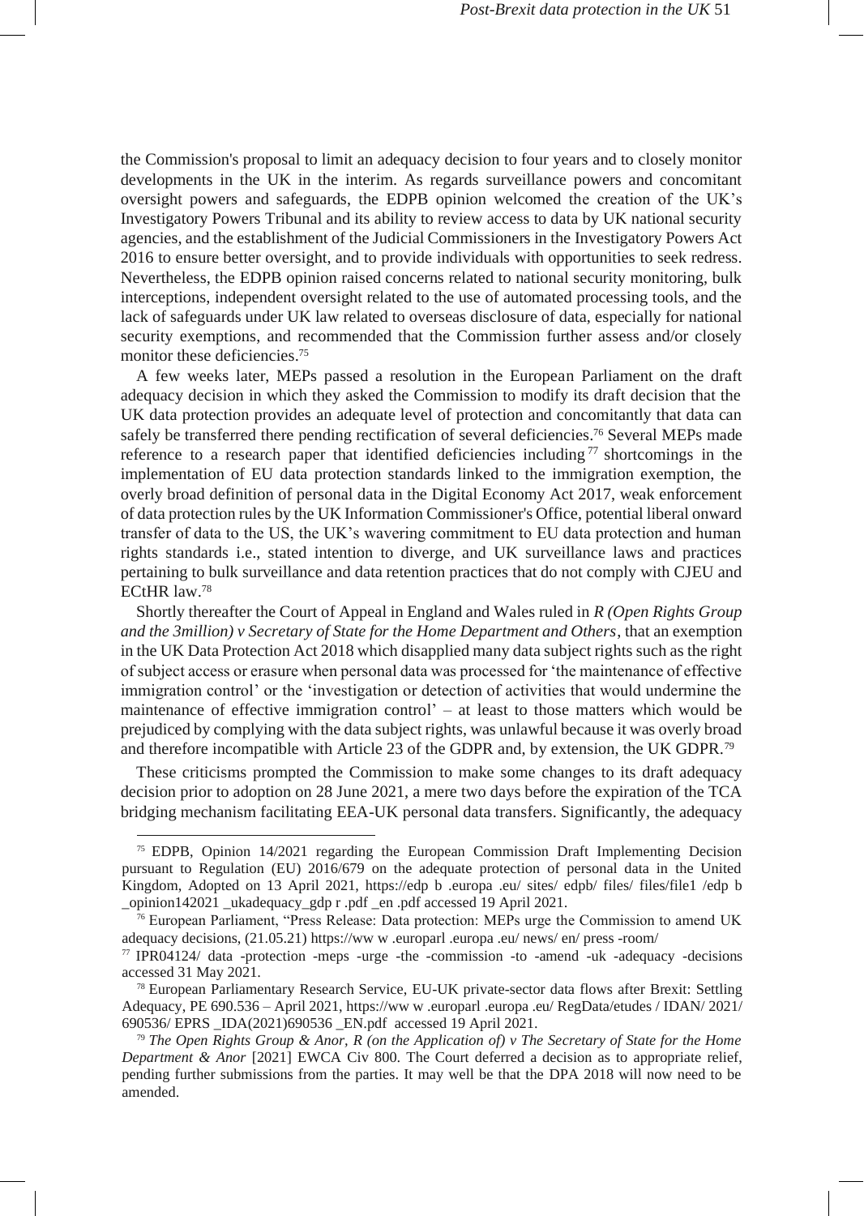the Commission's proposal to limit an adequacy decision to four years and to closely monitor developments in the UK in the interim. As regards surveillance powers and concomitant oversight powers and safeguards, the EDPB opinion welcomed the creation of the UK's Investigatory Powers Tribunal and its ability to review access to data by UK national security agencies, and the establishment of the Judicial Commissioners in the Investigatory Powers Act 2016 to ensure better oversight, and to provide individuals with opportunities to seek redress. Nevertheless, the EDPB opinion raised concerns related to national security monitoring, bulk interceptions, independent oversight related to the use of automated processing tools, and the lack of safeguards under UK law related to overseas disclosure of data, especially for national security exemptions, and recommended that the Commission further assess and/or closely monitor these deficiencies.[75]

A few weeks later, MEPs passed a resolution in the European Parliament on the draft adequacy decision in which they asked the Commission to modify its draft decision that the UK data protection provides an adequate level of protection and concomitantly that data can safely be transferred there pending rectification of several deficiencies.[76] Several MEPs made reference to a research paper that identified deficiencies including[77] shortcomings in the implementation of EU data protection standards linked to the immigration exemption, the overly broad definition of personal data in the Digital Economy Act 2017, weak enforcement of data protection rules by the UK Information Commissioner's Office, potential liberal onward transfer of data to the US, the UK's wavering commitment to EU data protection and human rights standards i.e., stated intention to diverge, and UK surveillance laws and practices pertaining to bulk surveillance and data retention practices that do not comply with CJEU and ECtHR law.[78]

Shortly thereafter the Court of Appeal in England and Wales ruled in *R (Open Rights Group and the 3million) v Secretary of State for the Home Department and Others*, that an exemption in the UK Data Protection Act 2018 which disapplied many data subject rights such as the right of subject access or erasure when personal data was processed for 'the maintenance of effective immigration control' or the 'investigation or detection of activities that would undermine the maintenance of effective immigration control' – at least to those matters which would be prejudiced by complying with the data subject rights, was unlawful because it was overly broad and therefore incompatible with Article 23 of the GDPR and, by extension, the UK GDPR.[79]

These criticisms prompted the Commission to make some changes to its draft adequacy decision prior to adoption on 28 June 2021, a mere two days before the expiration of the TCA bridging mechanism facilitating EEA-UK personal data transfers. Significantly, the adequacy

---

[75] EDPB, Opinion 14/2021 regarding the European Commission Draft Implementing Decision pursuant to Regulation (EU) 2016/679 on the adequate protection of personal data in the United Kingdom, Adopted on 13 April 2021, https://edp b .europa .eu/ sites/ edpb/ files/ files/file1 /edp b _opinion142021 _ukadequacy_gdp r .pdf _en .pdf accessed 19 April 2021.

[76] European Parliament, "Press Release: Data protection: MEPs urge the Commission to amend UK adequacy decisions, (21.05.21) https://ww w .europarl .europa .eu/ news/ en/ press -room/

[77] IPR04124/ data -protection -meps -urge -the -commission -to -amend -uk -adequacy -decisions accessed 31 May 2021.

[78] European Parliamentary Research Service, EU-UK private-sector data flows after Brexit: Settling Adequacy, PE 690.536 – April 2021, https://ww w .europarl .europa .eu/ RegData/etudes / IDAN/ 2021/ 690536/ EPRS _IDA(2021)690536 _EN.pdf accessed 19 April 2021.

[79] *The Open Rights Group & Anor, R (on the Application of) v The Secretary of State for the Home Department & Anor* [2021] EWCA Civ 800. The Court deferred a decision as to appropriate relief, pending further submissions from the parties. It may well be that the DPA 2018 will now need to be amended.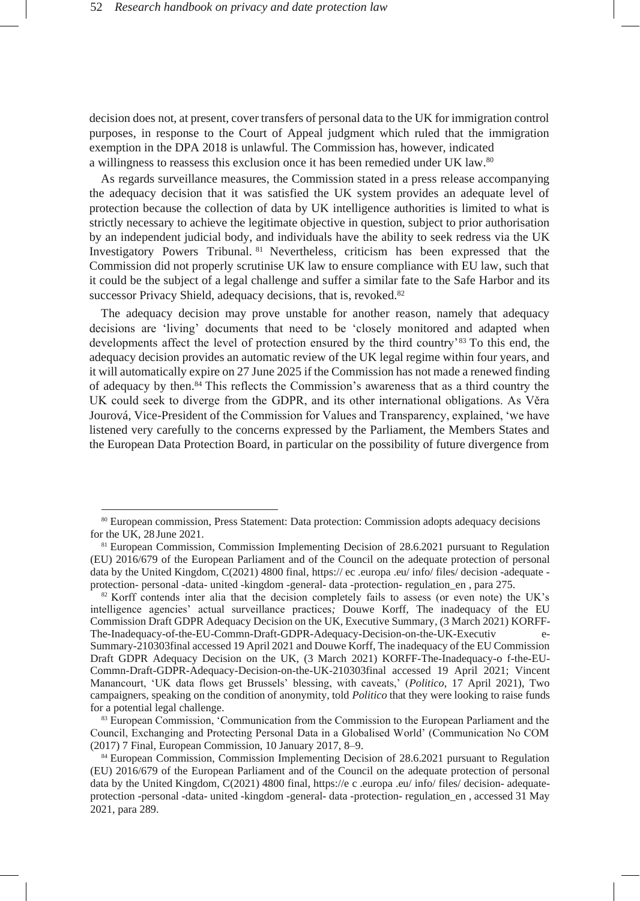decision does not, at present, cover transfers of personal data to the UK for immigration control purposes, in response to the Court of Appeal judgment which ruled that the immigration exemption in the DPA 2018 is unlawful. The Commission has, however, indicated a willingness to reassess this exclusion once it has been remedied under UK law.[80]

As regards surveillance measures, the Commission stated in a press release accompanying the adequacy decision that it was satisfied the UK system provides an adequate level of protection because the collection of data by UK intelligence authorities is limited to what is strictly necessary to achieve the legitimate objective in question, subject to prior authorisation by an independent judicial body, and individuals have the ability to seek redress via the UK Investigatory Powers Tribunal.[81] Nevertheless, criticism has been expressed that the Commission did not properly scrutinise UK law to ensure compliance with EU law, such that it could be the subject of a legal challenge and suffer a similar fate to the Safe Harbor and its successor Privacy Shield, adequacy decisions, that is, revoked.[82]

The adequacy decision may prove unstable for another reason, namely that adequacy decisions are 'living' documents that need to be 'closely monitored and adapted when developments affect the level of protection ensured by the third country'[83] To this end, the adequacy decision provides an automatic review of the UK legal regime within four years, and it will automatically expire on 27 June 2025 if the Commission has not made a renewed finding of adequacy by then.[84] This reflects the Commission's awareness that as a third country the UK could seek to diverge from the GDPR, and its other international obligations. As Věra Jourová, Vice-President of the Commission for Values and Transparency, explained, 'we have listened very carefully to the concerns expressed by the Parliament, the Members States and the European Data Protection Board, in particular on the possibility of future divergence from

---

[80] European commission, Press Statement: Data protection: Commission adopts adequacy decisions for the UK, 28 June 2021.

[81] European Commission, Commission Implementing Decision of 28.6.2021 pursuant to Regulation (EU) 2016/679 of the European Parliament and of the Council on the adequate protection of personal data by the United Kingdom, C(2021) 4800 final, https:// ec .europa .eu/ info/ files/ decision -adequate - protection- personal -data- united -kingdom -general- data -protection- regulation_en , para 275.

[82] Korff contends inter alia that the decision completely fails to assess (or even note) the UK's intelligence agencies' actual surveillance practices; Douwe Korff, The inadequacy of the EU Commission Draft GDPR Adequacy Decision on the UK, Executive Summary, (3 March 2021) KORFF-The-Inadequacy-of-the-EU-Commn-Draft-GDPR-Adequacy-Decision-on-the-UK-Executiv e-Summary-210303final accessed 19 April 2021 and Douwe Korff, The inadequacy of the EU Commission Draft GDPR Adequacy Decision on the UK, (3 March 2021) KORFF-The-Inadequacy-o f-the-EU-Commn-Draft-GDPR-Adequacy-Decision-on-the-UK-210303final accessed 19 April 2021; Vincent Manancourt, 'UK data flows get Brussels' blessing, with caveats,' (*Politico*, 17 April 2021), Two campaigners, speaking on the condition of anonymity, told *Politico* that they were looking to raise funds for a potential legal challenge.

[83] European Commission, 'Communication from the Commission to the European Parliament and the Council, Exchanging and Protecting Personal Data in a Globalised World' (Communication No COM (2017) 7 Final, European Commission, 10 January 2017, 8–9.

[84] European Commission, Commission Implementing Decision of 28.6.2021 pursuant to Regulation (EU) 2016/679 of the European Parliament and of the Council on the adequate protection of personal data by the United Kingdom, C(2021) 4800 final, https://e c .europa .eu/ info/ files/ decision- adequate-protection -personal -data- united -kingdom -general- data -protection- regulation_en , accessed 31 May 2021, para 289.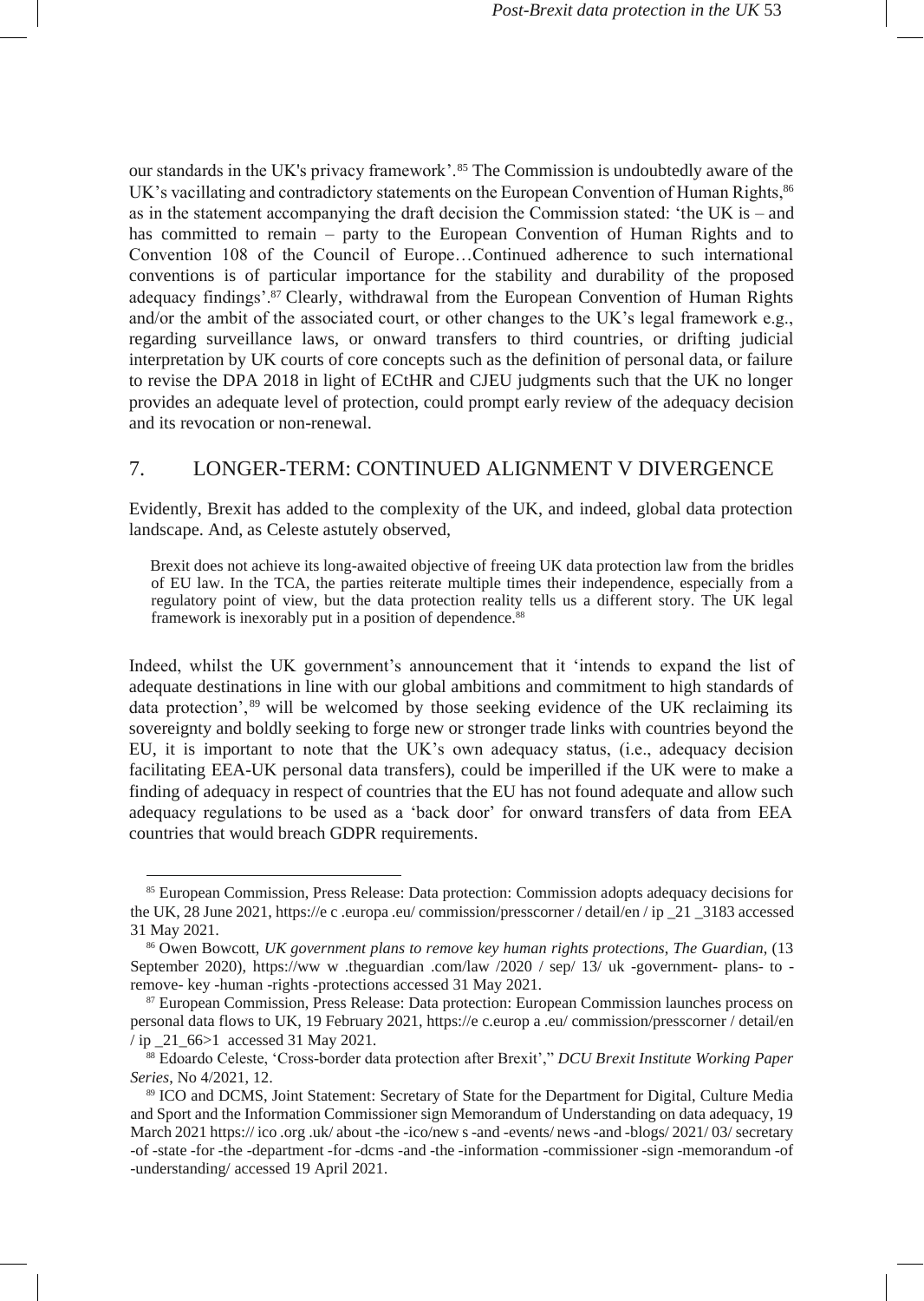our standards in the UK's privacy framework'.[85] The Commission is undoubtedly aware of the UK's vacillating and contradictory statements on the European Convention of Human Rights,[86] as in the statement accompanying the draft decision the Commission stated: 'the UK is – and has committed to remain – party to the European Convention of Human Rights and to Convention 108 of the Council of Europe…Continued adherence to such international conventions is of particular importance for the stability and durability of the proposed adequacy findings'.[87] Clearly, withdrawal from the European Convention of Human Rights and/or the ambit of the associated court, or other changes to the UK's legal framework e.g., regarding surveillance laws, or onward transfers to third countries, or drifting judicial interpretation by UK courts of core concepts such as the definition of personal data, or failure to revise the DPA 2018 in light of ECtHR and CJEU judgments such that the UK no longer provides an adequate level of protection, could prompt early review of the adequacy decision and its revocation or non-renewal.

## 7. LONGER-TERM: CONTINUED ALIGNMENT V DIVERGENCE

Evidently, Brexit has added to the complexity of the UK, and indeed, global data protection landscape. And, as Celeste astutely observed,

> Brexit does not achieve its long-awaited objective of freeing UK data protection law from the bridles of EU law. In the TCA, the parties reiterate multiple times their independence, especially from a regulatory point of view, but the data protection reality tells us a different story. The UK legal framework is inexorably put in a position of dependence.[88]

Indeed, whilst the UK government's announcement that it 'intends to expand the list of adequate destinations in line with our global ambitions and commitment to high standards of data protection',[89] will be welcomed by those seeking evidence of the UK reclaiming its sovereignty and boldly seeking to forge new or stronger trade links with countries beyond the EU, it is important to note that the UK's own adequacy status, (i.e., adequacy decision facilitating EEA-UK personal data transfers), could be imperilled if the UK were to make a finding of adequacy in respect of countries that the EU has not found adequate and allow such adequacy regulations to be used as a 'back door' for onward transfers of data from EEA countries that would breach GDPR requirements.

---

[85] European Commission, Press Release: Data protection: Commission adopts adequacy decisions for the UK, 28 June 2021, https://e c .europa .eu/ commission/presscorner / detail/en / ip _21 _3183 accessed 31 May 2021.

[86] Owen Bowcott, *UK government plans to remove key human rights protections*, *The Guardian*, (13 September 2020), https://ww w .theguardian .com/law /2020 / sep/ 13/ uk -government- plans- to -remove- key -human -rights -protections accessed 31 May 2021.

[87] European Commission, Press Release: Data protection: European Commission launches process on personal data flows to UK, 19 February 2021, https://e c.europ a .eu/ commission/presscorner / detail/en / ip _21_66>1 accessed 31 May 2021.

[88] Edoardo Celeste, 'Cross-border data protection after Brexit'," *DCU Brexit Institute Working Paper Series*, No 4/2021, 12.

[89] ICO and DCMS, Joint Statement: Secretary of State for the Department for Digital, Culture Media and Sport and the Information Commissioner sign Memorandum of Understanding on data adequacy, 19 March 2021 https:// ico .org .uk/ about -the -ico/new s -and -events/ news -and -blogs/ 2021/ 03/ secretary -of -state -for -the -department -for -dcms -and -the -information -commissioner -sign -memorandum -of -understanding/ accessed 19 April 2021.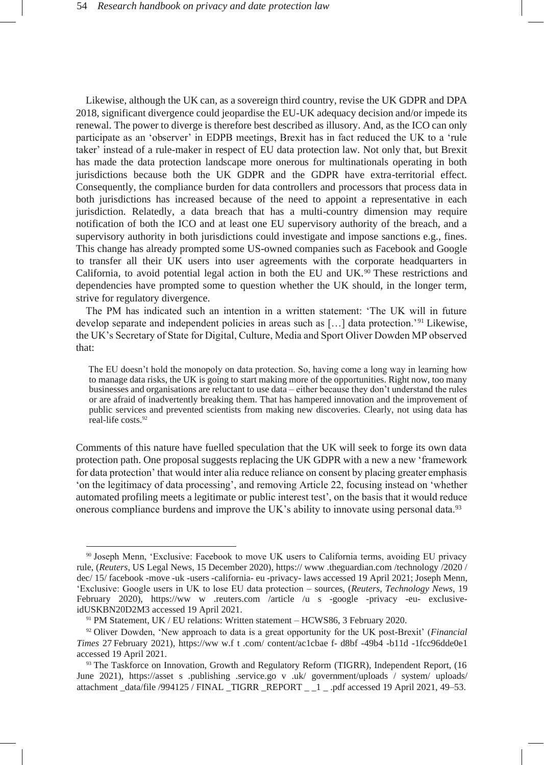Likewise, although the UK can, as a sovereign third country, revise the UK GDPR and DPA 2018, significant divergence could jeopardise the EU-UK adequacy decision and/or impede its renewal. The power to diverge is therefore best described as illusory. And, as the ICO can only participate as an 'observer' in EDPB meetings, Brexit has in fact reduced the UK to a 'rule taker' instead of a rule-maker in respect of EU data protection law. Not only that, but Brexit has made the data protection landscape more onerous for multinationals operating in both jurisdictions because both the UK GDPR and the GDPR have extra-territorial effect. Consequently, the compliance burden for data controllers and processors that process data in both jurisdictions has increased because of the need to appoint a representative in each jurisdiction. Relatedly, a data breach that has a multi-country dimension may require notification of both the ICO and at least one EU supervisory authority of the breach, and a supervisory authority in both jurisdictions could investigate and impose sanctions e.g., fines. This change has already prompted some US-owned companies such as Facebook and Google to transfer all their UK users into user agreements with the corporate headquarters in California, to avoid potential legal action in both the EU and UK.[90] These restrictions and dependencies have prompted some to question whether the UK should, in the longer term, strive for regulatory divergence.

The PM has indicated such an intention in a written statement: 'The UK will in future develop separate and independent policies in areas such as […] data protection.'[91] Likewise, the UK's Secretary of State for Digital, Culture, Media and Sport Oliver Dowden MP observed that:

> The EU doesn't hold the monopoly on data protection. So, having come a long way in learning how to manage data risks, the UK is going to start making more of the opportunities. Right now, too many businesses and organisations are reluctant to use data – either because they don't understand the rules or are afraid of inadvertently breaking them. That has hampered innovation and the improvement of public services and prevented scientists from making new discoveries. Clearly, not using data has real-life costs.[92]

Comments of this nature have fuelled speculation that the UK will seek to forge its own data protection path. One proposal suggests replacing the UK GDPR with a new a new 'framework for data protection' that would inter alia reduce reliance on consent by placing greater emphasis 'on the legitimacy of data processing', and removing Article 22, focusing instead on 'whether automated profiling meets a legitimate or public interest test', on the basis that it would reduce onerous compliance burdens and improve the UK's ability to innovate using personal data.[93]

---

[90] Joseph Menn, 'Exclusive: Facebook to move UK users to California terms, avoiding EU privacy rule, (*Reuters*, US Legal News, 15 December 2020), https:// www .theguardian.com /technology /2020 / dec/ 15/ facebook -move -uk -users -california- eu -privacy- laws accessed 19 April 2021; Joseph Menn, 'Exclusive: Google users in UK to lose EU data protection – sources, (*Reuters, Technology News*, 19 February 2020), https://ww w .reuters.com /article /u s -google -privacy -eu- exclusive-idUSKBN20D2M3 accessed 19 April 2021.

[91] PM Statement, UK / EU relations: Written statement – HCWS86, 3 February 2020.

[92] Oliver Dowden, 'New approach to data is a great opportunity for the UK post-Brexit' (*Financial Times* 27 February 2021), https://ww w.f t .com/ content/ac1cbae f- d8bf -49b4 -b11d -1fcc96dde0e1 accessed 19 April 2021.

[93] The Taskforce on Innovation, Growth and Regulatory Reform (TIGRR), Independent Report, (16 June 2021), https://asset s .publishing .service.go v .uk/ government/uploads / system/ uploads/ attachment _data/file /994125 / FINAL _TIGRR _REPORT _ _1 _ .pdf accessed 19 April 2021, 49–53.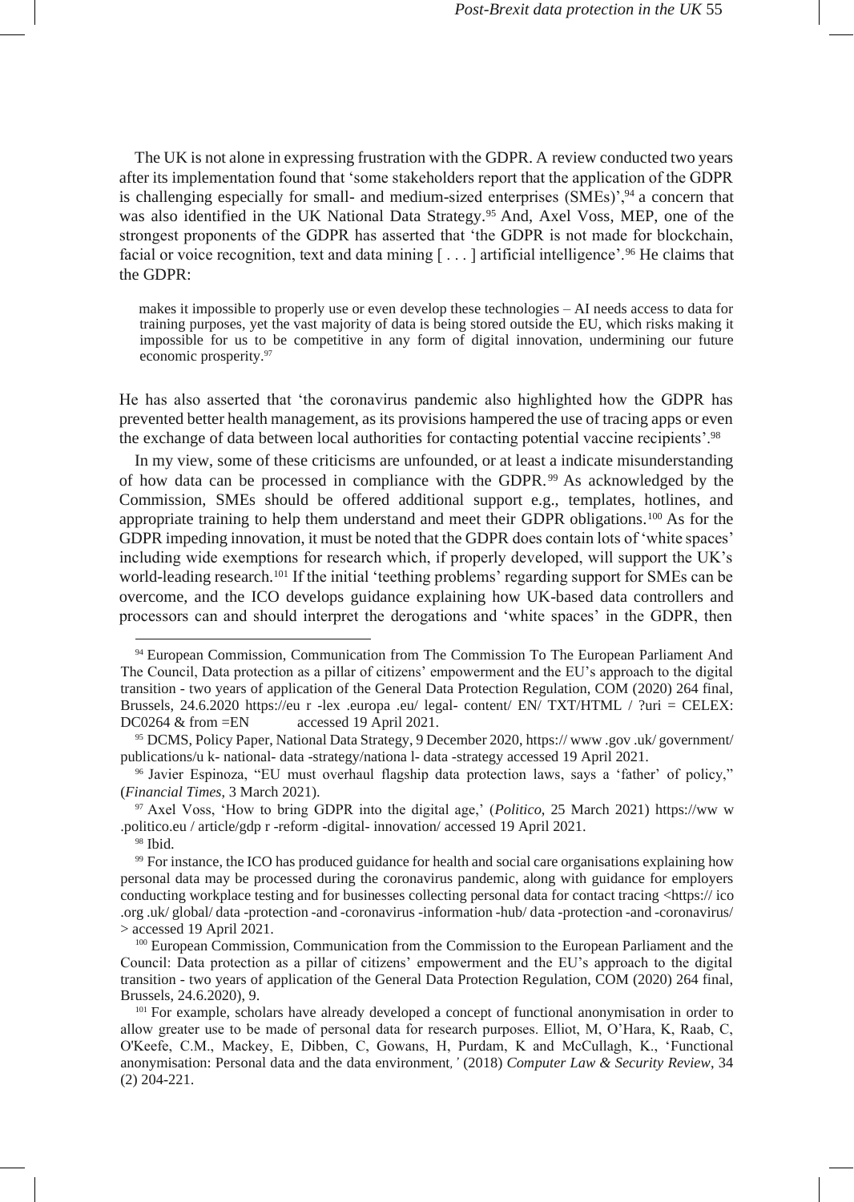The UK is not alone in expressing frustration with the GDPR. A review conducted two years after its implementation found that 'some stakeholders report that the application of the GDPR is challenging especially for small- and medium-sized enterprises (SMEs)',[94] a concern that was also identified in the UK National Data Strategy.[95] And, Axel Voss, MEP, one of the strongest proponents of the GDPR has asserted that 'the GDPR is not made for blockchain, facial or voice recognition, text and data mining [ . . . ] artificial intelligence'.[96] He claims that the GDPR:

> makes it impossible to properly use or even develop these technologies – AI needs access to data for training purposes, yet the vast majority of data is being stored outside the EU, which risks making it impossible for us to be competitive in any form of digital innovation, undermining our future economic prosperity.[97]

He has also asserted that 'the coronavirus pandemic also highlighted how the GDPR has prevented better health management, as its provisions hampered the use of tracing apps or even the exchange of data between local authorities for contacting potential vaccine recipients'.[98]

In my view, some of these criticisms are unfounded, or at least a indicate misunderstanding of how data can be processed in compliance with the GDPR.[99] As acknowledged by the Commission, SMEs should be offered additional support e.g., templates, hotlines, and appropriate training to help them understand and meet their GDPR obligations.[100] As for the GDPR impeding innovation, it must be noted that the GDPR does contain lots of 'white spaces' including wide exemptions for research which, if properly developed, will support the UK's world-leading research.[101] If the initial 'teething problems' regarding support for SMEs can be overcome, and the ICO develops guidance explaining how UK-based data controllers and processors can and should interpret the derogations and 'white spaces' in the GDPR, then

---

[94] European Commission, Communication from The Commission To The European Parliament And The Council, Data protection as a pillar of citizens' empowerment and the EU's approach to the digital transition - two years of application of the General Data Protection Regulation, COM (2020) 264 final, Brussels, 24.6.2020 https://eu r -lex .europa .eu/ legal- content/ EN/ TXT/HTML / ?uri = CELEX: DC0264 & from =EN accessed 19 April 2021.

[95] DCMS, Policy Paper, National Data Strategy, 9 December 2020, https:// www .gov .uk/ government/ publications/u k- national- data -strategy/nationa l- data -strategy accessed 19 April 2021.

[96] Javier Espinoza, "EU must overhaul flagship data protection laws, says a 'father' of policy," (*Financial Times*, 3 March 2021).

[97] Axel Voss, 'How to bring GDPR into the digital age,' (*Politico*, 25 March 2021) https://ww w .politico.eu / article/gdp r -reform -digital- innovation/ accessed 19 April 2021.

[98] Ibid.

[99] For instance, the ICO has produced guidance for health and social care organisations explaining how personal data may be processed during the coronavirus pandemic, along with guidance for employers conducting workplace testing and for businesses collecting personal data for contact tracing <https:// ico .org .uk/ global/ data -protection -and -coronavirus -information -hub/ data -protection -and -coronavirus/ > accessed 19 April 2021.

[100] European Commission, Communication from the Commission to the European Parliament and the Council: Data protection as a pillar of citizens' empowerment and the EU's approach to the digital transition - two years of application of the General Data Protection Regulation, COM (2020) 264 final, Brussels, 24.6.2020), 9.

[101] For example, scholars have already developed a concept of functional anonymisation in order to allow greater use to be made of personal data for research purposes. Elliot, M, O'Hara, K, Raab, C, O'Keefe, C.M., Mackey, E, Dibben, C, Gowans, H, Purdam, K and McCullagh, K., 'Functional anonymisation: Personal data and the data environment*,'* (2018) *Computer Law & Security Review*, 34 (2) 204-221.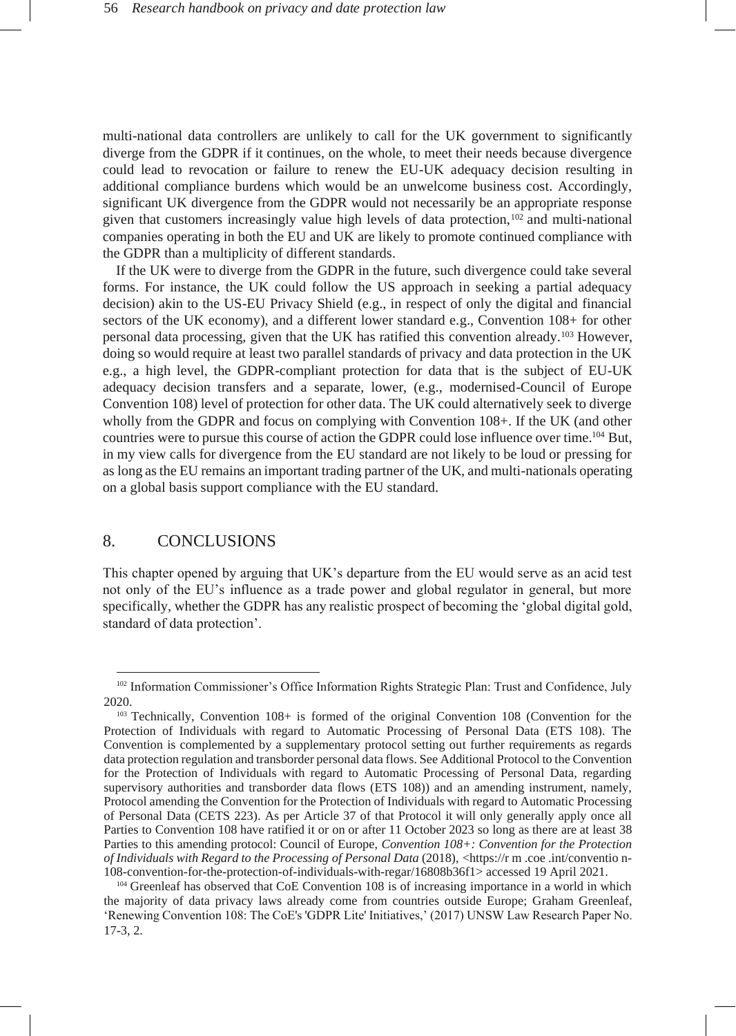multi-national data controllers are unlikely to call for the UK government to significantly diverge from the GDPR if it continues, on the whole, to meet their needs because divergence could lead to revocation or failure to renew the EU-UK adequacy decision resulting in additional compliance burdens which would be an unwelcome business cost. Accordingly, significant UK divergence from the GDPR would not necessarily be an appropriate response given that customers increasingly value high levels of data protection,[102] and multi-national companies operating in both the EU and UK are likely to promote continued compliance with the GDPR than a multiplicity of different standards.

If the UK were to diverge from the GDPR in the future, such divergence could take several forms. For instance, the UK could follow the US approach in seeking a partial adequacy decision) akin to the US-EU Privacy Shield (e.g., in respect of only the digital and financial sectors of the UK economy), and a different lower standard e.g., Convention 108+ for other personal data processing, given that the UK has ratified this convention already.[103] However, doing so would require at least two parallel standards of privacy and data protection in the UK e.g., a high level, the GDPR-compliant protection for data that is the subject of EU-UK adequacy decision transfers and a separate, lower, (e.g., modernised-Council of Europe Convention 108) level of protection for other data. The UK could alternatively seek to diverge wholly from the GDPR and focus on complying with Convention 108+. If the UK (and other countries were to pursue this course of action the GDPR could lose influence over time.[104] But, in my view calls for divergence from the EU standard are not likely to be loud or pressing for as long as the EU remains an important trading partner of the UK, and multi-nationals operating on a global basis support compliance with the EU standard.

## 8. CONCLUSIONS

This chapter opened by arguing that UK's departure from the EU would serve as an acid test not only of the EU's influence as a trade power and global regulator in general, but more specifically, whether the GDPR has any realistic prospect of becoming the 'global digital gold, standard of data protection'.

---

[102] Information Commissioner's Office Information Rights Strategic Plan: Trust and Confidence, July 2020.

[103] Technically, Convention 108+ is formed of the original Convention 108 (Convention for the Protection of Individuals with regard to Automatic Processing of Personal Data (ETS 108). The Convention is complemented by a supplementary protocol setting out further requirements as regards data protection regulation and transborder personal data flows. See Additional Protocol to the Convention for the Protection of Individuals with regard to Automatic Processing of Personal Data, regarding supervisory authorities and transborder data flows (ETS 108)) and an amending instrument, namely, Protocol amending the Convention for the Protection of Individuals with regard to Automatic Processing of Personal Data (CETS 223). As per Article 37 of that Protocol it will only generally apply once all Parties to Convention 108 have ratified it or on or after 11 October 2023 so long as there are at least 38 Parties to this amending protocol: Council of Europe, *Convention 108+: Convention for the Protection of Individuals with Regard to the Processing of Personal Data* (2018), <https://r m .coe .int/conventio n-108-convention-for-the-protection-of-individuals-with-regar/16808b36f1> accessed 19 April 2021.

[104] Greenleaf has observed that CoE Convention 108 is of increasing importance in a world in which the majority of data privacy laws already come from countries outside Europe; Graham Greenleaf, 'Renewing Convention 108: The CoE's 'GDPR Lite' Initiatives,' (2017) UNSW Law Research Paper No. 17-3, 2.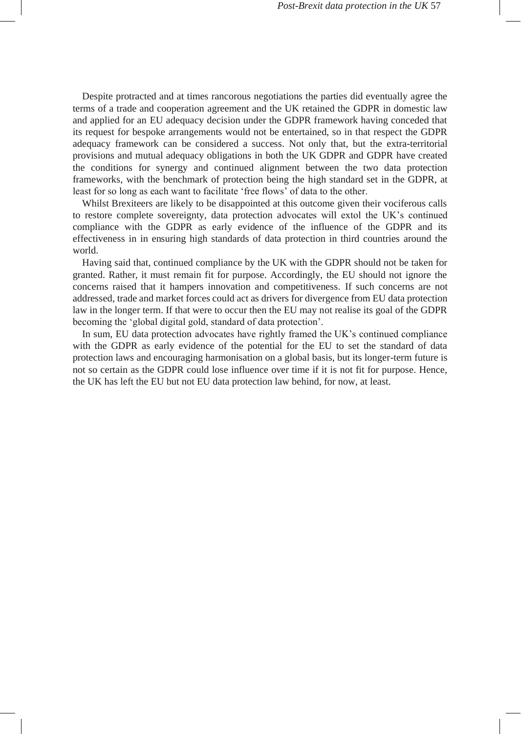Despite protracted and at times rancorous negotiations the parties did eventually agree the terms of a trade and cooperation agreement and the UK retained the GDPR in domestic law and applied for an EU adequacy decision under the GDPR framework having conceded that its request for bespoke arrangements would not be entertained, so in that respect the GDPR adequacy framework can be considered a success. Not only that, but the extra-territorial provisions and mutual adequacy obligations in both the UK GDPR and GDPR have created the conditions for synergy and continued alignment between the two data protection frameworks, with the benchmark of protection being the high standard set in the GDPR, at least for so long as each want to facilitate 'free flows' of data to the other.

Whilst Brexiteers are likely to be disappointed at this outcome given their vociferous calls to restore complete sovereignty, data protection advocates will extol the UK's continued compliance with the GDPR as early evidence of the influence of the GDPR and its effectiveness in in ensuring high standards of data protection in third countries around the world.

Having said that, continued compliance by the UK with the GDPR should not be taken for granted. Rather, it must remain fit for purpose. Accordingly, the EU should not ignore the concerns raised that it hampers innovation and competitiveness. If such concerns are not addressed, trade and market forces could act as drivers for divergence from EU data protection law in the longer term. If that were to occur then the EU may not realise its goal of the GDPR becoming the 'global digital gold, standard of data protection'.

In sum, EU data protection advocates have rightly framed the UK's continued compliance with the GDPR as early evidence of the potential for the EU to set the standard of data protection laws and encouraging harmonisation on a global basis, but its longer-term future is not so certain as the GDPR could lose influence over time if it is not fit for purpose. Hence, the UK has left the EU but not EU data protection law behind, for now, at least.